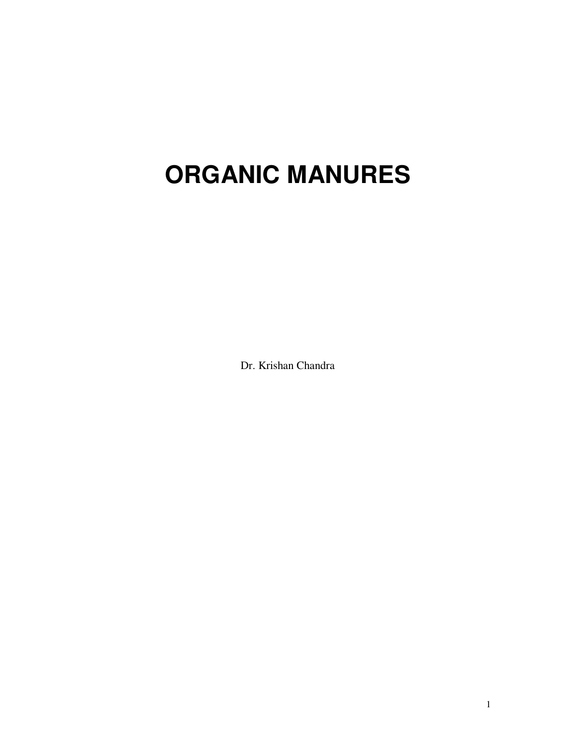# ORGANIC MANURES

Dr. Krishan Chandra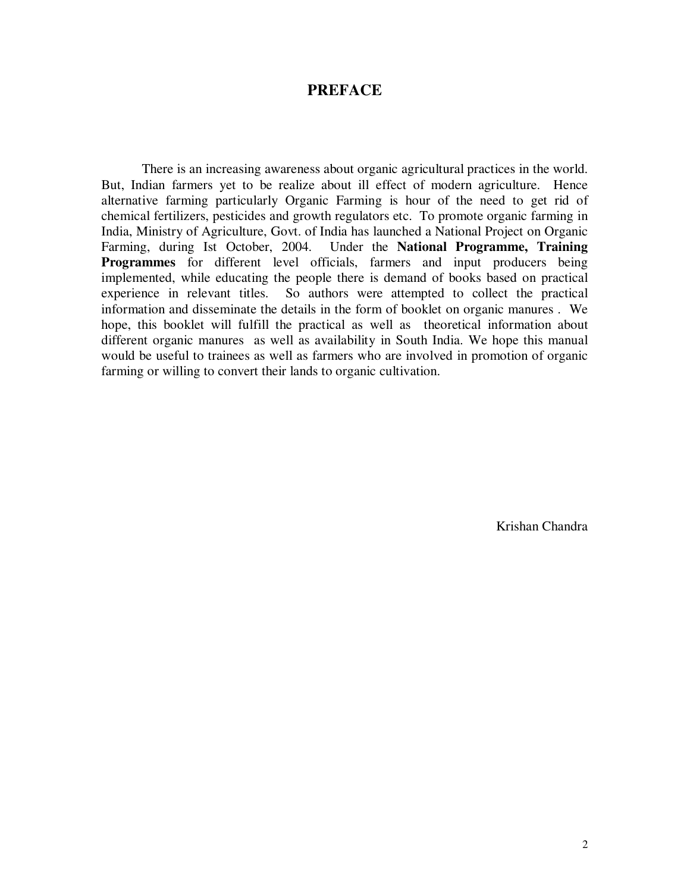# PREFACE

There is an increasing awareness about organic agricultural practices in the world. But, Indian farmers yet to be realize about ill effect of modern agriculture. Hence alternative farming particularly Organic Farming is hour of the need to get rid of chemical fertilizers, pesticides and growth regulators etc. To promote organic farming in India, Ministry of Agriculture, Govt. of India has launched a National Project on Organic Farming, during Ist October, 2004. Under the **National Programme, Training Programmes** for different level officials, farmers and input producers being implemented, while educating the people there is demand of books based on practical experience in relevant titles. So authors were attempted to collect the practical information and disseminate the details in the form of booklet on organic manures . We hope, this booklet will fulfill the practical as well as theoretical information about different organic manures as well as availability in South India. We hope this manual would be useful to trainees as well as farmers who are involved in promotion of organic farming or willing to convert their lands to organic cultivation.

Krishan Chandra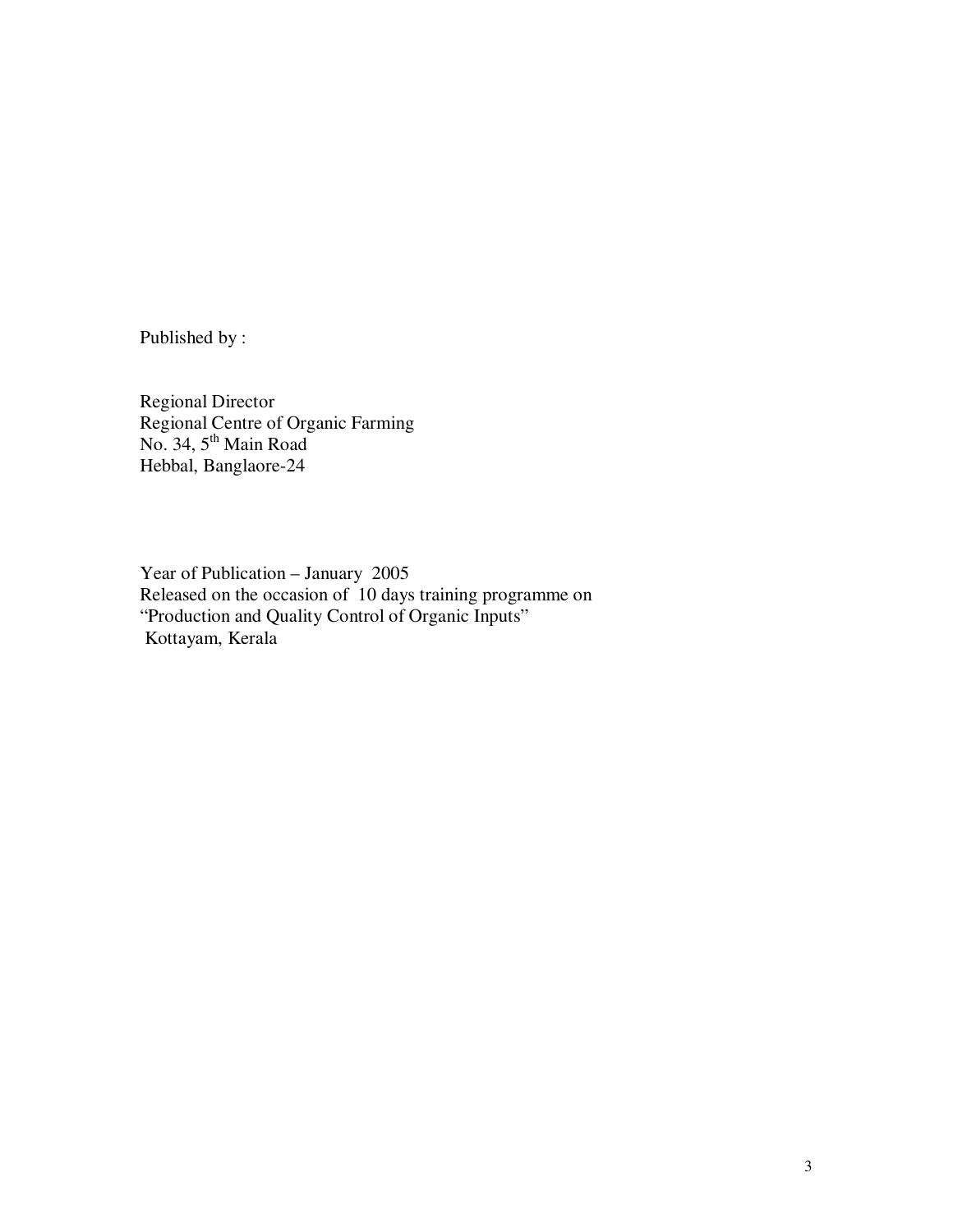Published by :

Regional Director
Regional Centre of Organic Farming
No. 34, 5th Main Road
Hebbal, Banglaore-24

Year of Publication – January 2005
Released on the occasion of 10 days training programme on
"Production and Quality Control of Organic Inputs"
Kottayam, Kerala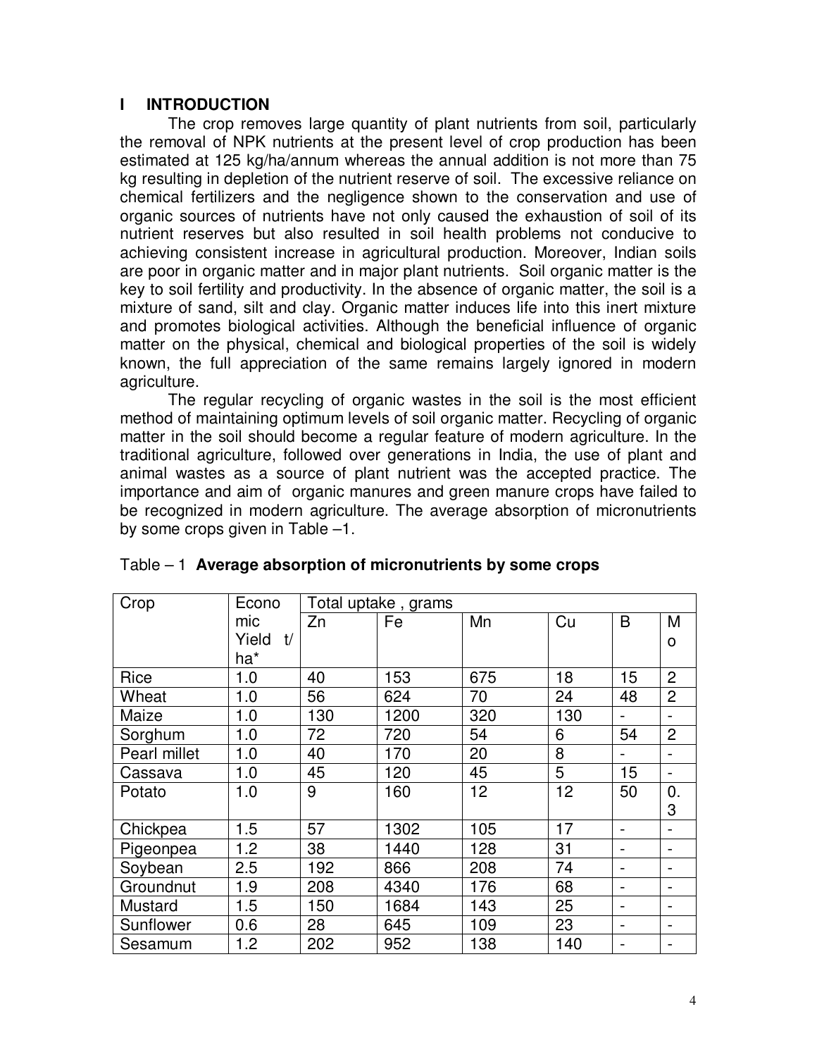## I INTRODUCTION

The crop removes large quantity of plant nutrients from soil, particularly the removal of NPK nutrients at the present level of crop production has been estimated at 125 kg/ha/annum whereas the annual addition is not more than 75 kg resulting in depletion of the nutrient reserve of soil. The excessive reliance on chemical fertilizers and the negligence shown to the conservation and use of organic sources of nutrients have not only caused the exhaustion of soil of its nutrient reserves but also resulted in soil health problems not conducive to achieving consistent increase in agricultural production. Moreover, Indian soils are poor in organic matter and in major plant nutrients. Soil organic matter is the key to soil fertility and productivity. In the absence of organic matter, the soil is a mixture of sand, silt and clay. Organic matter induces life into this inert mixture and promotes biological activities. Although the beneficial influence of organic matter on the physical, chemical and biological properties of the soil is widely known, the full appreciation of the same remains largely ignored in modern agriculture.

The regular recycling of organic wastes in the soil is the most efficient method of maintaining optimum levels of soil organic matter. Recycling of organic matter in the soil should become a regular feature of modern agriculture. In the traditional agriculture, followed over generations in India, the use of plant and animal wastes as a source of plant nutrient was the accepted practice. The importance and aim of organic manures and green manure crops have failed to be recognized in modern agriculture. The average absorption of micronutrients by some crops given in Table –1.

Table – 1 **Average absorption of micronutrients by some crops**

| Crop | Economic Yield t/ha* | Total uptake , grams | | | | | |
|---|---|---|---|---|---|---|---|
| | | Zn | Fe | Mn | Cu | B | Mo |
| Rice | 1.0 | 40 | 153 | 675 | 18 | 15 | 2 |
| Wheat | 1.0 | 56 | 624 | 70 | 24 | 48 | 2 |
| Maize | 1.0 | 130 | 1200 | 320 | 130 | - | - |
| Sorghum | 1.0 | 72 | 720 | 54 | 6 | 54 | 2 |
| Pearl millet | 1.0 | 40 | 170 | 20 | 8 | - | - |
| Cassava | 1.0 | 45 | 120 | 45 | 5 | 15 | - |
| Potato | 1.0 | 9 | 160 | 12 | 12 | 50 | 0.3 |
| Chickpea | 1.5 | 57 | 1302 | 105 | 17 | - | - |
| Pigeonpea | 1.2 | 38 | 1440 | 128 | 31 | - | - |
| Soybean | 2.5 | 192 | 866 | 208 | 74 | - | - |
| Groundnut | 1.9 | 208 | 4340 | 176 | 68 | - | - |
| Mustard | 1.5 | 150 | 1684 | 143 | 25 | - | - |
| Sunflower | 0.6 | 28 | 645 | 109 | 23 | - | - |
| Sesamum | 1.2 | 202 | 952 | 138 | 140 | - | - |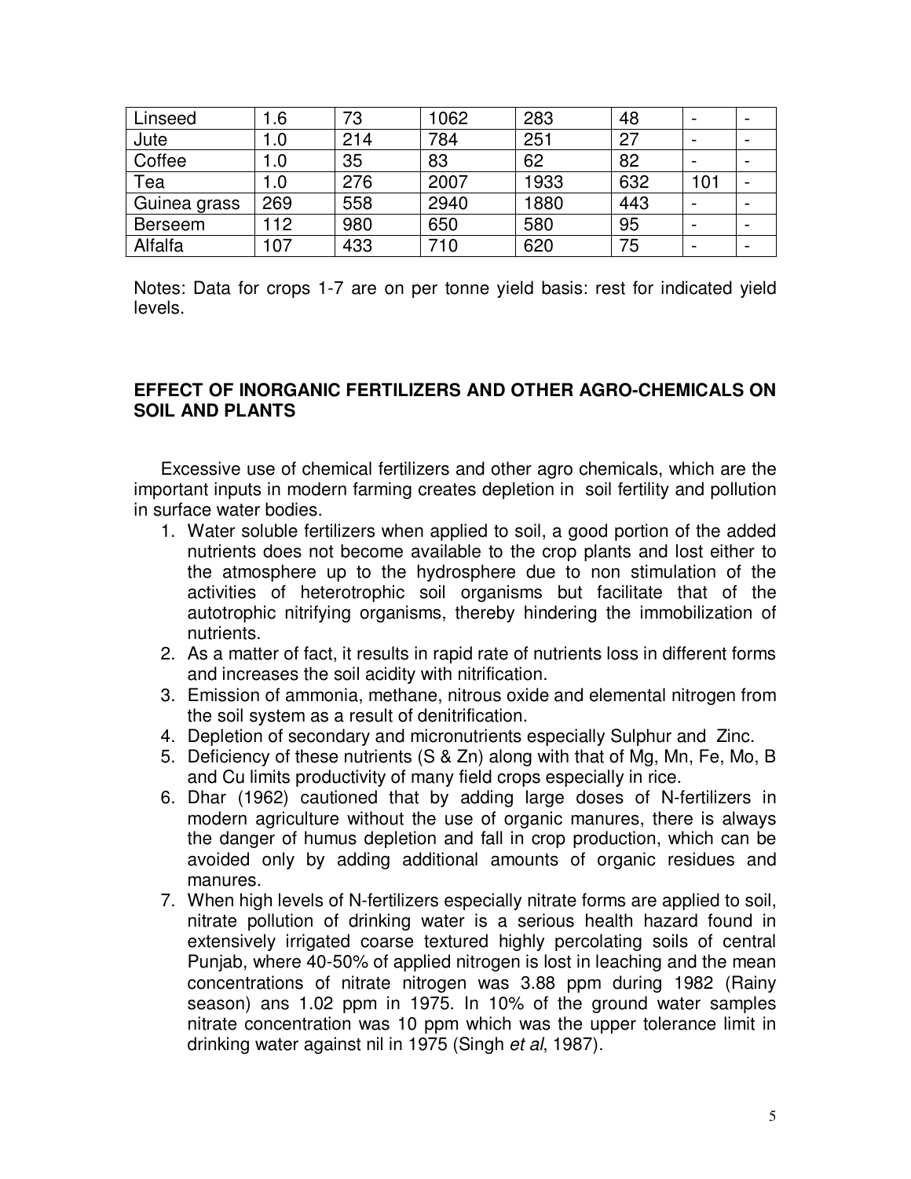| Linseed | 1.6 | 73 | 1062 | 283 | 48 | - | - |
|---|---|---|---|---|---|---|---|
| Jute | 1.0 | 214 | 784 | 251 | 27 | - | - |
| Coffee | 1.0 | 35 | 83 | 62 | 82 | - | - |
| Tea | 1.0 | 276 | 2007 | 1933 | 632 | 101 | - |
| Guinea grass | 269 | 558 | 2940 | 1880 | 443 | - | - |
| Berseem | 112 | 980 | 650 | 580 | 95 | - | - |
| Alfalfa | 107 | 433 | 710 | 620 | 75 | - | - |

Notes: Data for crops 1-7 are on per tonne yield basis: rest for indicated yield levels.

## EFFECT OF INORGANIC FERTILIZERS AND OTHER AGRO-CHEMICALS ON SOIL AND PLANTS

Excessive use of chemical fertilizers and other agro chemicals, which are the important inputs in modern farming creates depletion in soil fertility and pollution in surface water bodies.

1. Water soluble fertilizers when applied to soil, a good portion of the added nutrients does not become available to the crop plants and lost either to the atmosphere up to the hydrosphere due to non stimulation of the activities of heterotrophic soil organisms but facilitate that of the autotrophic nitrifying organisms, thereby hindering the immobilization of nutrients.
2. As a matter of fact, it results in rapid rate of nutrients loss in different forms and increases the soil acidity with nitrification.
3. Emission of ammonia, methane, nitrous oxide and elemental nitrogen from the soil system as a result of denitrification.
4. Depletion of secondary and micronutrients especially Sulphur and Zinc.
5. Deficiency of these nutrients (S & Zn) along with that of Mg, Mn, Fe, Mo, B and Cu limits productivity of many field crops especially in rice.
6. Dhar (1962) cautioned that by adding large doses of N-fertilizers in modern agriculture without the use of organic manures, there is always the danger of humus depletion and fall in crop production, which can be avoided only by adding additional amounts of organic residues and manures.
7. When high levels of N-fertilizers especially nitrate forms are applied to soil, nitrate pollution of drinking water is a serious health hazard found in extensively irrigated coarse textured highly percolating soils of central Punjab, where 40-50% of applied nitrogen is lost in leaching and the mean concentrations of nitrate nitrogen was 3.88 ppm during 1982 (Rainy season) ans 1.02 ppm in 1975. In 10% of the ground water samples nitrate concentration was 10 ppm which was the upper tolerance limit in drinking water against nil in 1975 (Singh *et al*, 1987).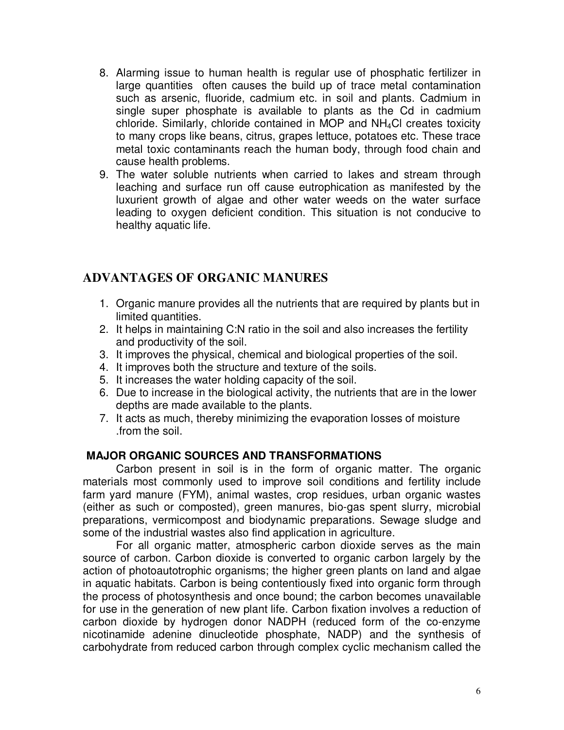8. Alarming issue to human health is regular use of phosphatic fertilizer in large quantities often causes the build up of trace metal contamination such as arsenic, fluoride, cadmium etc. in soil and plants. Cadmium in single super phosphate is available to plants as the Cd in cadmium chloride. Similarly, chloride contained in MOP and $NH_4Cl$ creates toxicity to many crops like beans, citrus, grapes lettuce, potatoes etc. These trace metal toxic contaminants reach the human body, through food chain and cause health problems.
9. The water soluble nutrients when carried to lakes and stream through leaching and surface run off cause eutrophication as manifested by the luxurient growth of algae and other water weeds on the water surface leading to oxygen deficient condition. This situation is not conducive to healthy aquatic life.

## ADVANTAGES OF ORGANIC MANURES

1. Organic manure provides all the nutrients that are required by plants but in limited quantities.
2. It helps in maintaining C:N ratio in the soil and also increases the fertility and productivity of the soil.
3. It improves the physical, chemical and biological properties of the soil.
4. It improves both the structure and texture of the soils.
5. It increases the water holding capacity of the soil.
6. Due to increase in the biological activity, the nutrients that are in the lower depths are made available to the plants.
7. It acts as much, thereby minimizing the evaporation losses of moisture .from the soil.

### MAJOR ORGANIC SOURCES AND TRANSFORMATIONS

Carbon present in soil is in the form of organic matter. The organic materials most commonly used to improve soil conditions and fertility include farm yard manure (FYM), animal wastes, crop residues, urban organic wastes (either as such or composted), green manures, bio-gas spent slurry, microbial preparations, vermicompost and biodynamic preparations. Sewage sludge and some of the industrial wastes also find application in agriculture.

For all organic matter, atmospheric carbon dioxide serves as the main source of carbon. Carbon dioxide is converted to organic carbon largely by the action of photoautotrophic organisms; the higher green plants on land and algae in aquatic habitats. Carbon is being contentiously fixed into organic form through the process of photosynthesis and once bound; the carbon becomes unavailable for use in the generation of new plant life. Carbon fixation involves a reduction of carbon dioxide by hydrogen donor NADPH (reduced form of the co-enzyme nicotinamide adenine dinucleotide phosphate, NADP) and the synthesis of carbohydrate from reduced carbon through complex cyclic mechanism called the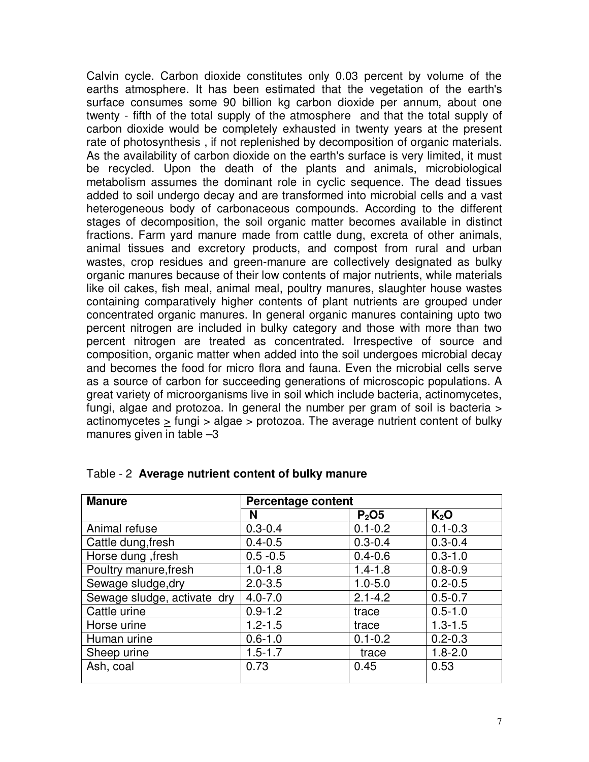Calvin cycle. Carbon dioxide constitutes only 0.03 percent by volume of the earths atmosphere. It has been estimated that the vegetation of the earth's surface consumes some 90 billion kg carbon dioxide per annum, about one twenty - fifth of the total supply of the atmosphere and that the total supply of carbon dioxide would be completely exhausted in twenty years at the present rate of photosynthesis , if not replenished by decomposition of organic materials. As the availability of carbon dioxide on the earth's surface is very limited, it must be recycled. Upon the death of the plants and animals, microbiological metabolism assumes the dominant role in cyclic sequence. The dead tissues added to soil undergo decay and are transformed into microbial cells and a vast heterogeneous body of carbonaceous compounds. According to the different stages of decomposition, the soil organic matter becomes available in distinct fractions. Farm yard manure made from cattle dung, excreta of other animals, animal tissues and excretory products, and compost from rural and urban wastes, crop residues and green-manure are collectively designated as bulky organic manures because of their low contents of major nutrients, while materials like oil cakes, fish meal, animal meal, poultry manures, slaughter house wastes containing comparatively higher contents of plant nutrients are grouped under concentrated organic manures. In general organic manures containing upto two percent nitrogen are included in bulky category and those with more than two percent nitrogen are treated as concentrated. Irrespective of source and composition, organic matter when added into the soil undergoes microbial decay and becomes the food for micro flora and fauna. Even the microbial cells serve as a source of carbon for succeeding generations of microscopic populations. A great variety of microorganisms live in soil which include bacteria, actinomycetes, fungi, algae and protozoa. In general the number per gram of soil is bacteria > actinomycetes $\geq$ fungi > algae > protozoa. The average nutrient content of bulky manures given in table –3

Table - 2 **Average nutrient content of bulky manure**

| Manure | Percentage content | | |
|---|---|---|---|
| | N | $P_2O5$ | $K_2O$ |
| Animal refuse | 0.3-0.4 | 0.1-0.2 | 0.1-0.3 |
| Cattle dung,fresh | 0.4-0.5 | 0.3-0.4 | 0.3-0.4 |
| Horse dung ,fresh | 0.5 -0.5 | 0.4-0.6 | 0.3-1.0 |
| Poultry manure,fresh | 1.0-1.8 | 1.4-1.8 | 0.8-0.9 |
| Sewage sludge,dry | 2.0-3.5 | 1.0-5.0 | 0.2-0.5 |
| Sewage sludge, activate dry | 4.0-7.0 | 2.1-4.2 | 0.5-0.7 |
| Cattle urine | 0.9-1.2 | trace | 0.5-1.0 |
| Horse urine | 1.2-1.5 | trace | 1.3-1.5 |
| Human urine | 0.6-1.0 | 0.1-0.2 | 0.2-0.3 |
| Sheep urine | 1.5-1.7 | trace | 1.8-2.0 |
| Ash, coal | 0.73 | 0.45 | 0.53 |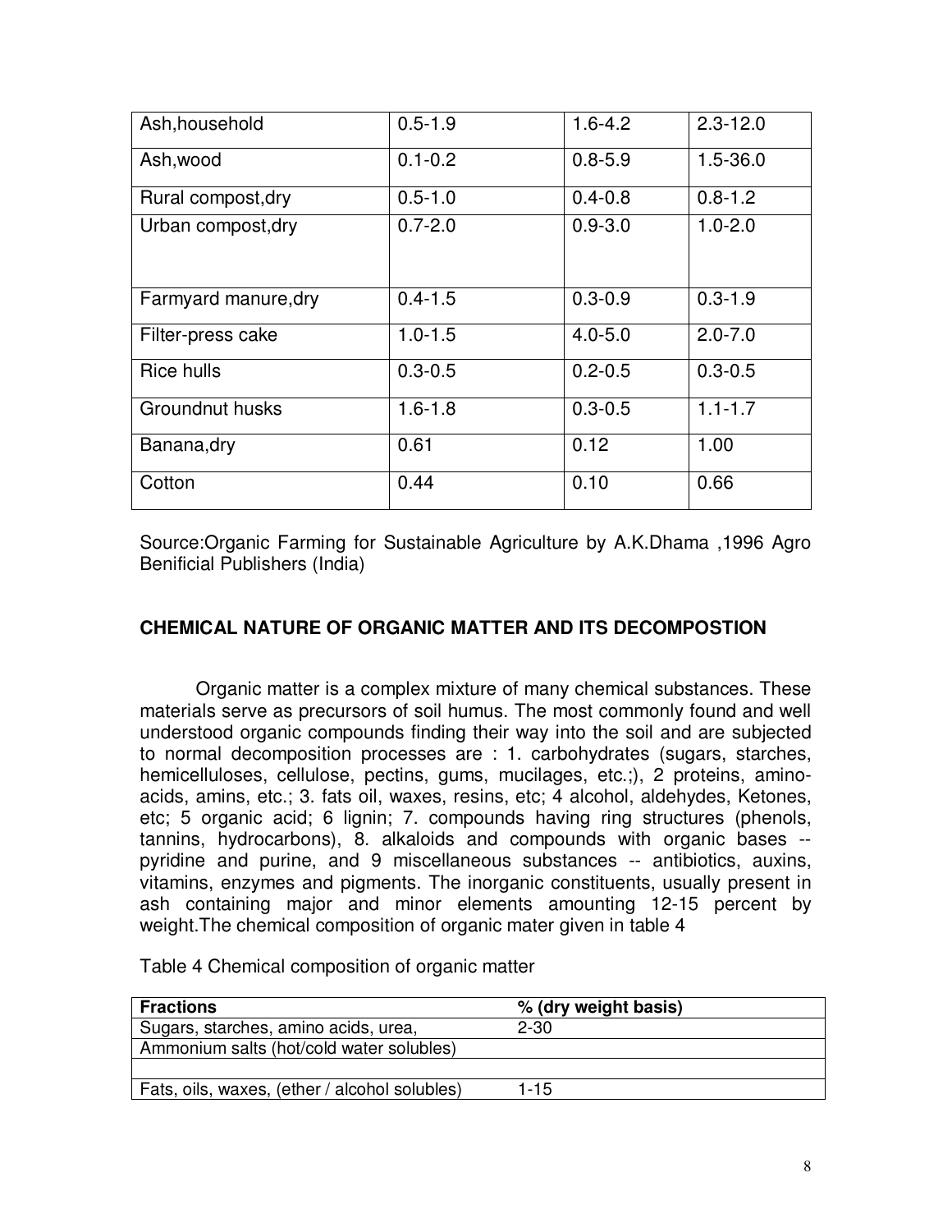| | | | |
|---|---|---|---|
| Ash,household | 0.5-1.9 | 1.6-4.2 | 2.3-12.0 |
| Ash,wood | 0.1-0.2 | 0.8-5.9 | 1.5-36.0 |
| Rural compost,dry | 0.5-1.0 | 0.4-0.8 | 0.8-1.2 |
| Urban compost,dry | 0.7-2.0 | 0.9-3.0 | 1.0-2.0 |
| Farmyard manure,dry | 0.4-1.5 | 0.3-0.9 | 0.3-1.9 |
| Filter-press cake | 1.0-1.5 | 4.0-5.0 | 2.0-7.0 |
| Rice hulls | 0.3-0.5 | 0.2-0.5 | 0.3-0.5 |
| Groundnut husks | 1.6-1.8 | 0.3-0.5 | 1.1-1.7 |
| Banana,dry | 0.61 | 0.12 | 1.00 |
| Cotton | 0.44 | 0.10 | 0.66 |

Source:Organic Farming for Sustainable Agriculture by A.K.Dhama ,1996 Agro Benificial Publishers (India)

**CHEMICAL NATURE OF ORGANIC MATTER AND ITS DECOMPOSTION**

Organic matter is a complex mixture of many chemical substances. These materials serve as precursors of soil humus. The most commonly found and well understood organic compounds finding their way into the soil and are subjected to normal decomposition processes are : 1. carbohydrates (sugars, starches, hemicelluloses, cellulose, pectins, gums, mucilages, etc.;), 2 proteins, amino-acids, amins, etc.; 3. fats oil, waxes, resins, etc; 4 alcohol, aldehydes, Ketones, etc; 5 organic acid; 6 lignin; 7. compounds having ring structures (phenols, tannins, hydrocarbons), 8. alkaloids and compounds with organic bases -- pyridine and purine, and 9 miscellaneous substances -- antibiotics, auxins, vitamins, enzymes and pigments. The inorganic constituents, usually present in ash containing major and minor elements amounting 12-15 percent by weight.The chemical composition of organic mater given in table 4

Table 4 Chemical composition of organic matter

| **Fractions** | **% (dry weight basis)** |
|---|---|
| Sugars, starches, amino acids, urea, | 2-30 |
| Ammonium salts (hot/cold water solubles) | |
| | |
| Fats, oils, waxes, (ether / alcohol solubles) | 1-15 |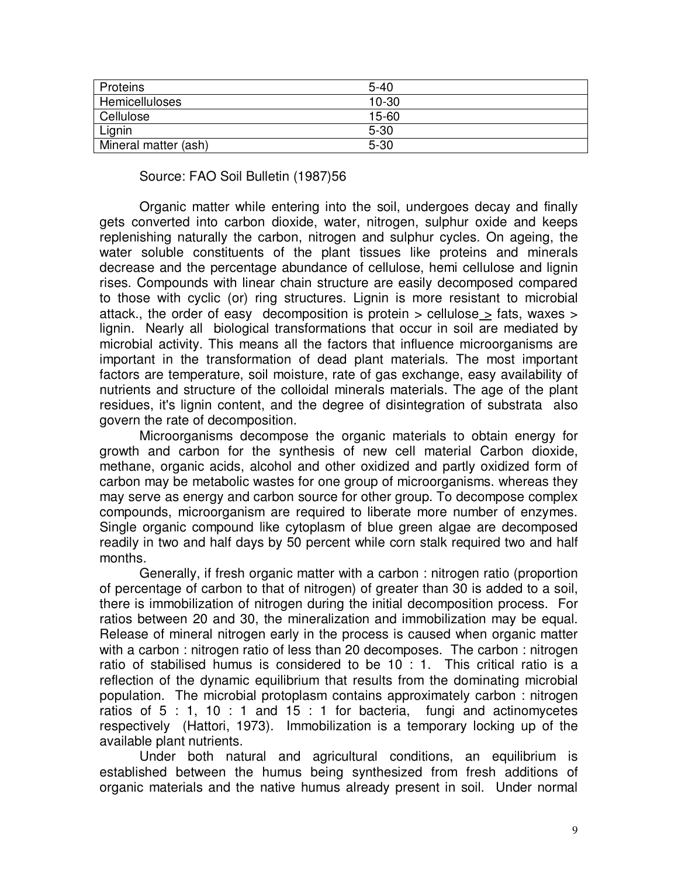| Proteins | 5-40 |
|---|---|
| Hemicelluloses | 10-30 |
| Cellulose | 15-60 |
| Lignin | 5-30 |
| Mineral matter (ash) | 5-30 |

Source: FAO Soil Bulletin (1987)56

Organic matter while entering into the soil, undergoes decay and finally gets converted into carbon dioxide, water, nitrogen, sulphur oxide and keeps replenishing naturally the carbon, nitrogen and sulphur cycles. On ageing, the water soluble constituents of the plant tissues like proteins and minerals decrease and the percentage abundance of cellulose, hemi cellulose and lignin rises. Compounds with linear chain structure are easily decomposed compared to those with cyclic (or) ring structures. Lignin is more resistant to microbial attack., the order of easy decomposition is protein > cellulose $\geq$ fats, waxes > lignin. Nearly all biological transformations that occur in soil are mediated by microbial activity. This means all the factors that influence microorganisms are important in the transformation of dead plant materials. The most important factors are temperature, soil moisture, rate of gas exchange, easy availability of nutrients and structure of the colloidal minerals materials. The age of the plant residues, it's lignin content, and the degree of disintegration of substrata also govern the rate of decomposition.

Microorganisms decompose the organic materials to obtain energy for growth and carbon for the synthesis of new cell material Carbon dioxide, methane, organic acids, alcohol and other oxidized and partly oxidized form of carbon may be metabolic wastes for one group of microorganisms. whereas they may serve as energy and carbon source for other group. To decompose complex compounds, microorganism are required to liberate more number of enzymes. Single organic compound like cytoplasm of blue green algae are decomposed readily in two and half days by 50 percent while corn stalk required two and half months.

Generally, if fresh organic matter with a carbon : nitrogen ratio (proportion of percentage of carbon to that of nitrogen) of greater than 30 is added to a soil, there is immobilization of nitrogen during the initial decomposition process. For ratios between 20 and 30, the mineralization and immobilization may be equal. Release of mineral nitrogen early in the process is caused when organic matter with a carbon : nitrogen ratio of less than 20 decomposes. The carbon : nitrogen ratio of stabilised humus is considered to be 10 : 1. This critical ratio is a reflection of the dynamic equilibrium that results from the dominating microbial population. The microbial protoplasm contains approximately carbon : nitrogen ratios of 5 : 1, 10 : 1 and 15 : 1 for bacteria, fungi and actinomycetes respectively (Hattori, 1973). Immobilization is a temporary locking up of the available plant nutrients.

Under both natural and agricultural conditions, an equilibrium is established between the humus being synthesized from fresh additions of organic materials and the native humus already present in soil. Under normal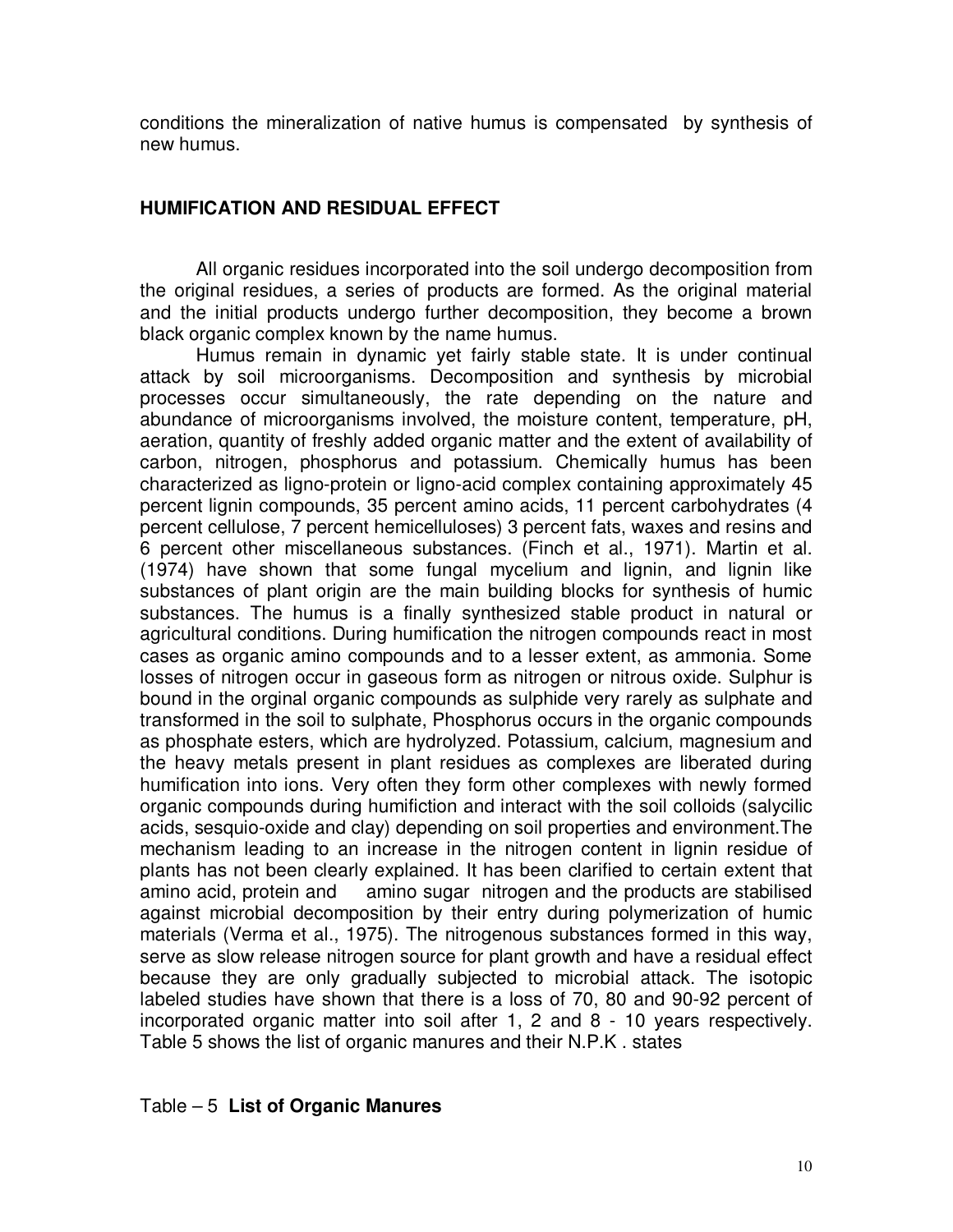conditions the mineralization of native humus is compensated by synthesis of new humus.

## HUMIFICATION AND RESIDUAL EFFECT

All organic residues incorporated into the soil undergo decomposition from the original residues, a series of products are formed. As the original material and the initial products undergo further decomposition, they become a brown black organic complex known by the name humus.

Humus remain in dynamic yet fairly stable state. It is under continual attack by soil microorganisms. Decomposition and synthesis by microbial processes occur simultaneously, the rate depending on the nature and abundance of microorganisms involved, the moisture content, temperature, pH, aeration, quantity of freshly added organic matter and the extent of availability of carbon, nitrogen, phosphorus and potassium. Chemically humus has been characterized as ligno-protein or ligno-acid complex containing approximately 45 percent lignin compounds, 35 percent amino acids, 11 percent carbohydrates (4 percent cellulose, 7 percent hemicelluloses) 3 percent fats, waxes and resins and 6 percent other miscellaneous substances. (Finch et al., 1971). Martin et al. (1974) have shown that some fungal mycelium and lignin, and lignin like substances of plant origin are the main building blocks for synthesis of humic substances. The humus is a finally synthesized stable product in natural or agricultural conditions. During humification the nitrogen compounds react in most cases as organic amino compounds and to a lesser extent, as ammonia. Some losses of nitrogen occur in gaseous form as nitrogen or nitrous oxide. Sulphur is bound in the orginal organic compounds as sulphide very rarely as sulphate and transformed in the soil to sulphate, Phosphorus occurs in the organic compounds as phosphate esters, which are hydrolyzed. Potassium, calcium, magnesium and the heavy metals present in plant residues as complexes are liberated during humification into ions. Very often they form other complexes with newly formed organic compounds during humifiction and interact with the soil colloids (salycilic acids, sesquio-oxide and clay) depending on soil properties and environment.The mechanism leading to an increase in the nitrogen content in lignin residue of plants has not been clearly explained. It has been clarified to certain extent that amino acid, protein and amino sugar nitrogen and the products are stabilised against microbial decomposition by their entry during polymerization of humic materials (Verma et al., 1975). The nitrogenous substances formed in this way, serve as slow release nitrogen source for plant growth and have a residual effect because they are only gradually subjected to microbial attack. The isotopic labeled studies have shown that there is a loss of 70, 80 and 90-92 percent of incorporated organic matter into soil after 1, 2 and 8 - 10 years respectively. Table 5 shows the list of organic manures and their N.P.K . states

Table – 5 **List of Organic Manures**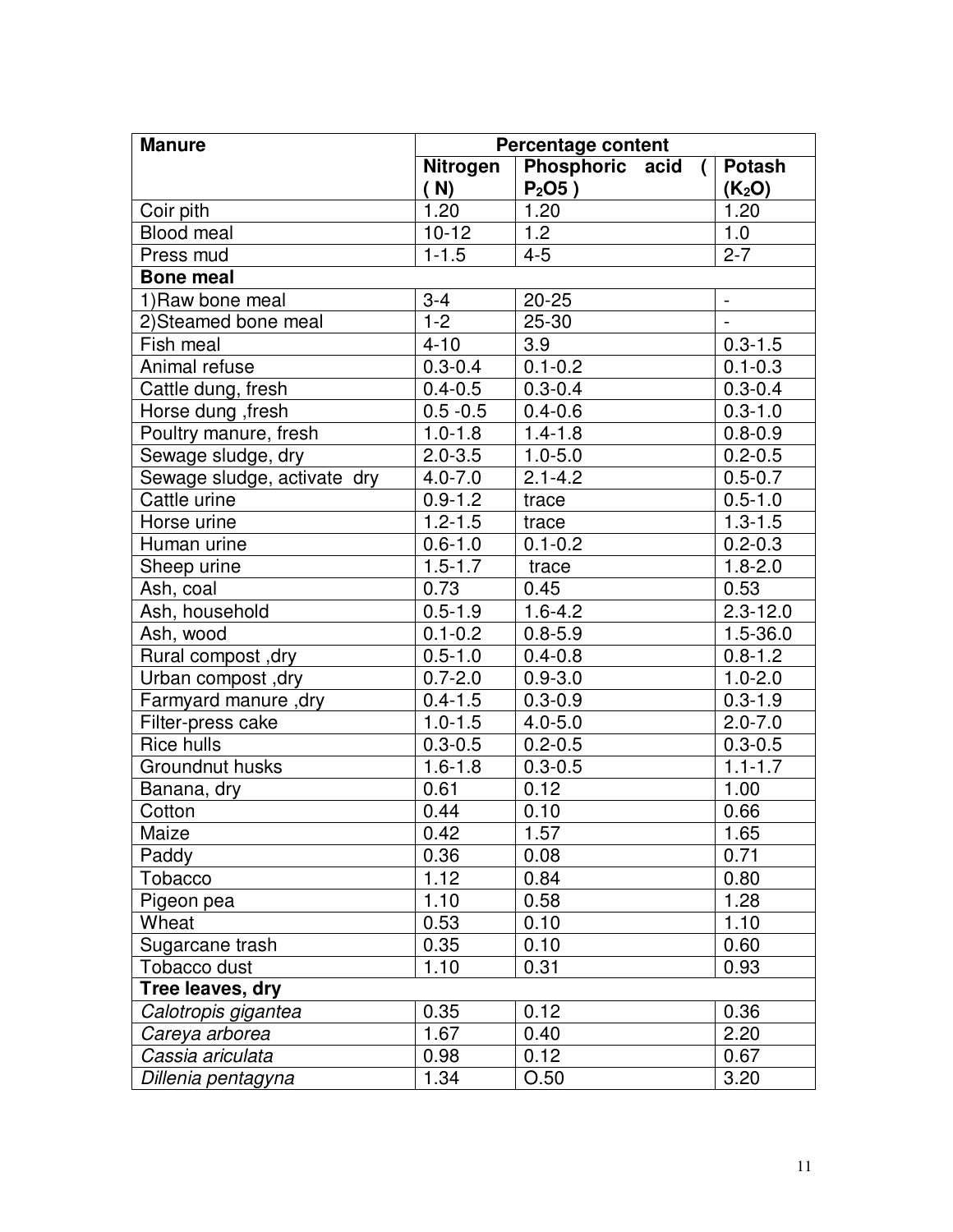| Manure | Percentage content | | |
|---|---|---|---|
| | Nitrogen ( N) | Phosphoric acid ( $P_2O5$ ) | Potash ($K_2O$) |
| Coir pith | 1.20 | 1.20 | 1.20 |
| Blood meal | 10-12 | 1.2 | 1.0 |
| Press mud | 1-1.5 | 4-5 | 2-7 |
| **Bone meal** | | | |
| 1)Raw bone meal | 3-4 | 20-25 | - |
| 2)Steamed bone meal | 1-2 | 25-30 | - |
| Fish meal | 4-10 | 3.9 | 0.3-1.5 |
| Animal refuse | 0.3-0.4 | 0.1-0.2 | 0.1-0.3 |
| Cattle dung, fresh | 0.4-0.5 | 0.3-0.4 | 0.3-0.4 |
| Horse dung ,fresh | 0.5 -0.5 | 0.4-0.6 | 0.3-1.0 |
| Poultry manure, fresh | 1.0-1.8 | 1.4-1.8 | 0.8-0.9 |
| Sewage sludge, dry | 2.0-3.5 | 1.0-5.0 | 0.2-0.5 |
| Sewage sludge, activate dry | 4.0-7.0 | 2.1-4.2 | 0.5-0.7 |
| Cattle urine | 0.9-1.2 | trace | 0.5-1.0 |
| Horse urine | 1.2-1.5 | trace | 1.3-1.5 |
| Human urine | 0.6-1.0 | 0.1-0.2 | 0.2-0.3 |
| Sheep urine | 1.5-1.7 | trace | 1.8-2.0 |
| Ash, coal | 0.73 | 0.45 | 0.53 |
| Ash, household | 0.5-1.9 | 1.6-4.2 | 2.3-12.0 |
| Ash, wood | 0.1-0.2 | 0.8-5.9 | 1.5-36.0 |
| Rural compost ,dry | 0.5-1.0 | 0.4-0.8 | 0.8-1.2 |
| Urban compost ,dry | 0.7-2.0 | 0.9-3.0 | 1.0-2.0 |
| Farmyard manure ,dry | 0.4-1.5 | 0.3-0.9 | 0.3-1.9 |
| Filter-press cake | 1.0-1.5 | 4.0-5.0 | 2.0-7.0 |
| Rice hulls | 0.3-0.5 | 0.2-0.5 | 0.3-0.5 |
| Groundnut husks | 1.6-1.8 | 0.3-0.5 | 1.1-1.7 |
| Banana, dry | 0.61 | 0.12 | 1.00 |
| Cotton | 0.44 | 0.10 | 0.66 |
| Maize | 0.42 | 1.57 | 1.65 |
| Paddy | 0.36 | 0.08 | 0.71 |
| Tobacco | 1.12 | 0.84 | 0.80 |
| Pigeon pea | 1.10 | 0.58 | 1.28 |
| Wheat | 0.53 | 0.10 | 1.10 |
| Sugarcane trash | 0.35 | 0.10 | 0.60 |
| Tobacco dust | 1.10 | 0.31 | 0.93 |
| **Tree leaves, dry** | | | |
| *Calotropis gigantea* | 0.35 | 0.12 | 0.36 |
| *Careya arborea* | 1.67 | 0.40 | 2.20 |
| *Cassia ariculata* | 0.98 | 0.12 | 0.67 |
| *Dillenia pentagyna* | 1.34 | O.50 | 3.20 |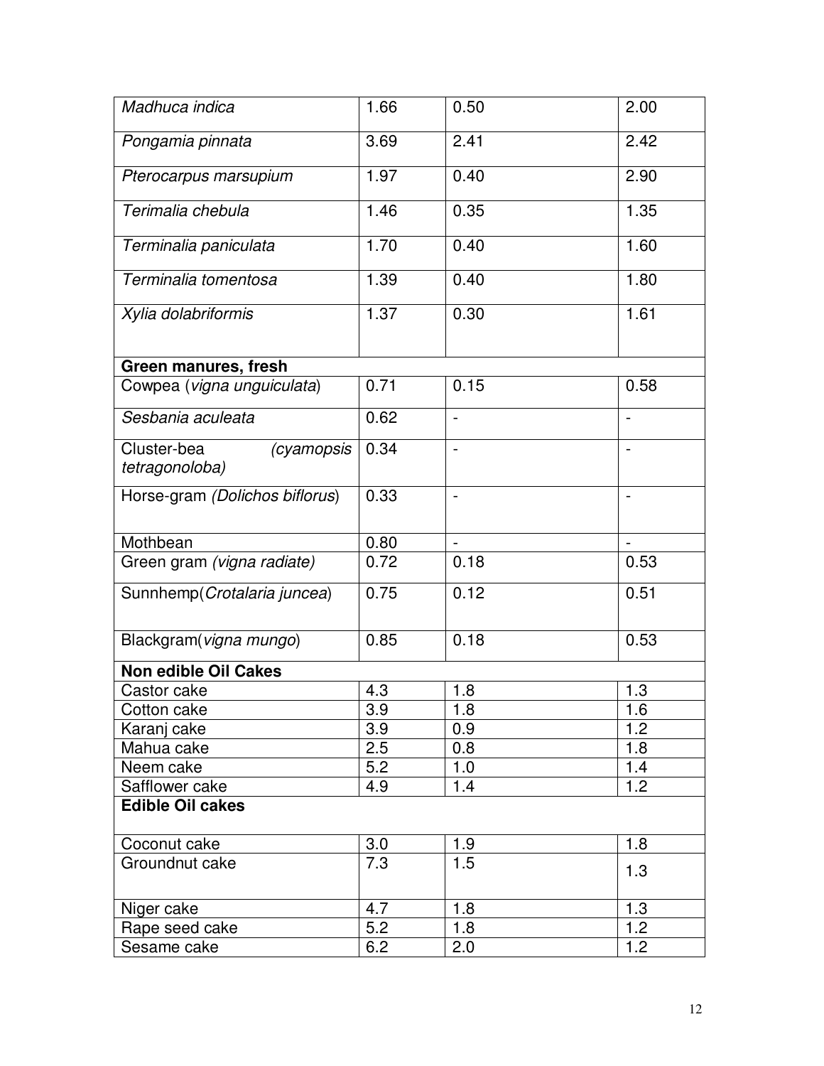| | | | |
|---|---|---|---|
| *Madhuca indica* | 1.66 | 0.50 | 2.00 |
| *Pongamia pinnata* | 3.69 | 2.41 | 2.42 |
| *Pterocarpus marsupium* | 1.97 | 0.40 | 2.90 |
| *Terimalia chebula* | 1.46 | 0.35 | 1.35 |
| *Terminalia paniculata* | 1.70 | 0.40 | 1.60 |
| *Terminalia tomentosa* | 1.39 | 0.40 | 1.80 |
| *Xylia dolabriformis* | 1.37 | 0.30 | 1.61 |
| **Green manures, fresh** | | | |
| Cowpea (*vigna unguiculata*) | 0.71 | 0.15 | 0.58 |
| *Sesbania aculeata* | 0.62 | - | - |
| Cluster-bea (*cyamopsis tetragonoloba)* | 0.34 | - | - |
| Horse-gram *(Dolichos biflorus*) | 0.33 | - | - |
| Mothbean | 0.80 | - | - |
| Green gram *(vigna radiate)* | 0.72 | 0.18 | 0.53 |
| Sunnhemp(*Crotalaria juncea*) | 0.75 | 0.12 | 0.51 |
| Blackgram(*vigna mungo*) | 0.85 | 0.18 | 0.53 |
| **Non edible Oil Cakes** | | | |
| Castor cake | 4.3 | 1.8 | 1.3 |
| Cotton cake | 3.9 | 1.8 | 1.6 |
| Karanj cake | 3.9 | 0.9 | 1.2 |
| Mahua cake | 2.5 | 0.8 | 1.8 |
| Neem cake | 5.2 | 1.0 | 1.4 |
| Safflower cake | 4.9 | 1.4 | 1.2 |
| **Edible Oil cakes** | | | |
| Coconut cake | 3.0 | 1.9 | 1.8 |
| Groundnut cake | 7.3 | 1.5 | 1.3 |
| Niger cake | 4.7 | 1.8 | 1.3 |
| Rape seed cake | 5.2 | 1.8 | 1.2 |
| Sesame cake | 6.2 | 2.0 | 1.2 |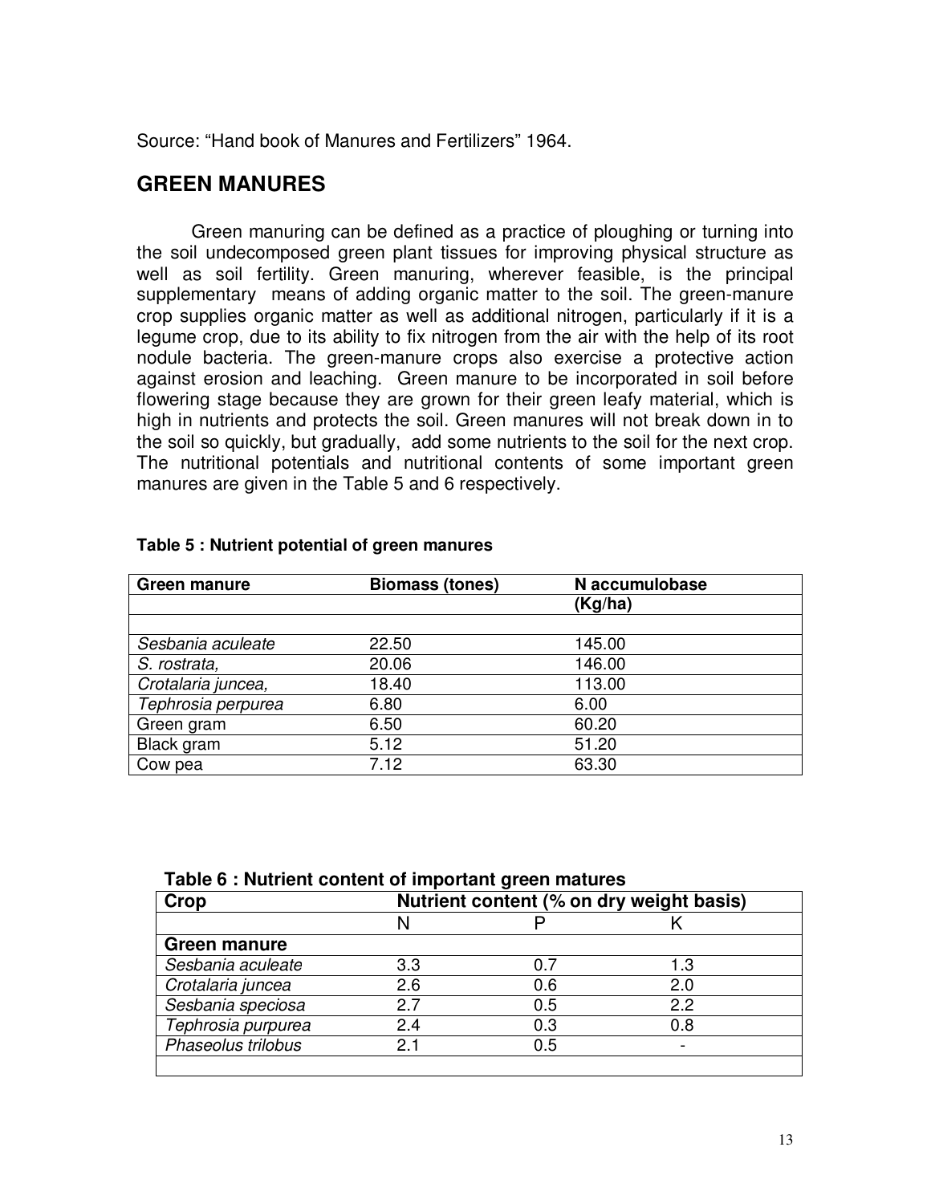Source: "Hand book of Manures and Fertilizers" 1964.

## GREEN MANURES

Green manuring can be defined as a practice of ploughing or turning into the soil undecomposed green plant tissues for improving physical structure as well as soil fertility. Green manuring, wherever feasible, is the principal supplementary means of adding organic matter to the soil. The green-manure crop supplies organic matter as well as additional nitrogen, particularly if it is a legume crop, due to its ability to fix nitrogen from the air with the help of its root nodule bacteria. The green-manure crops also exercise a protective action against erosion and leaching. Green manure to be incorporated in soil before flowering stage because they are grown for their green leafy material, which is high in nutrients and protects the soil. Green manures will not break down in to the soil so quickly, but gradually, add some nutrients to the soil for the next crop. The nutritional potentials and nutritional contents of some important green manures are given in the Table 5 and 6 respectively.

**Table 5 : Nutrient potential of green manures**

| Green manure | Biomass (tones) | N accumulobase (Kg/ha) |
|---|---|---|
| | | |
| *Sesbania aculeate* | 22.50 | 145.00 |
| *S. rostrata,* | 20.06 | 146.00 |
| *Crotalaria juncea,* | 18.40 | 113.00 |
| *Tephrosia perpurea* | 6.80 | 6.00 |
| Green gram | 6.50 | 60.20 |
| Black gram | 5.12 | 51.20 |
| Cow pea | 7.12 | 63.30 |

**Table 6 : Nutrient content of important green matures**

| Crop | Nutrient content (% on dry weight basis) | | |
|---|---|---|---|
| | N | P | K |
| **Green manure** | | | |
| *Sesbania aculeate* | 3.3 | 0.7 | 1.3 |
| *Crotalaria juncea* | 2.6 | 0.6 | 2.0 |
| *Sesbania speciosa* | 2.7 | 0.5 | 2.2 |
| *Tephrosia purpurea* | 2.4 | 0.3 | 0.8 |
| *Phaseolus trilobus* | 2.1 | 0.5 | - |
| | | | |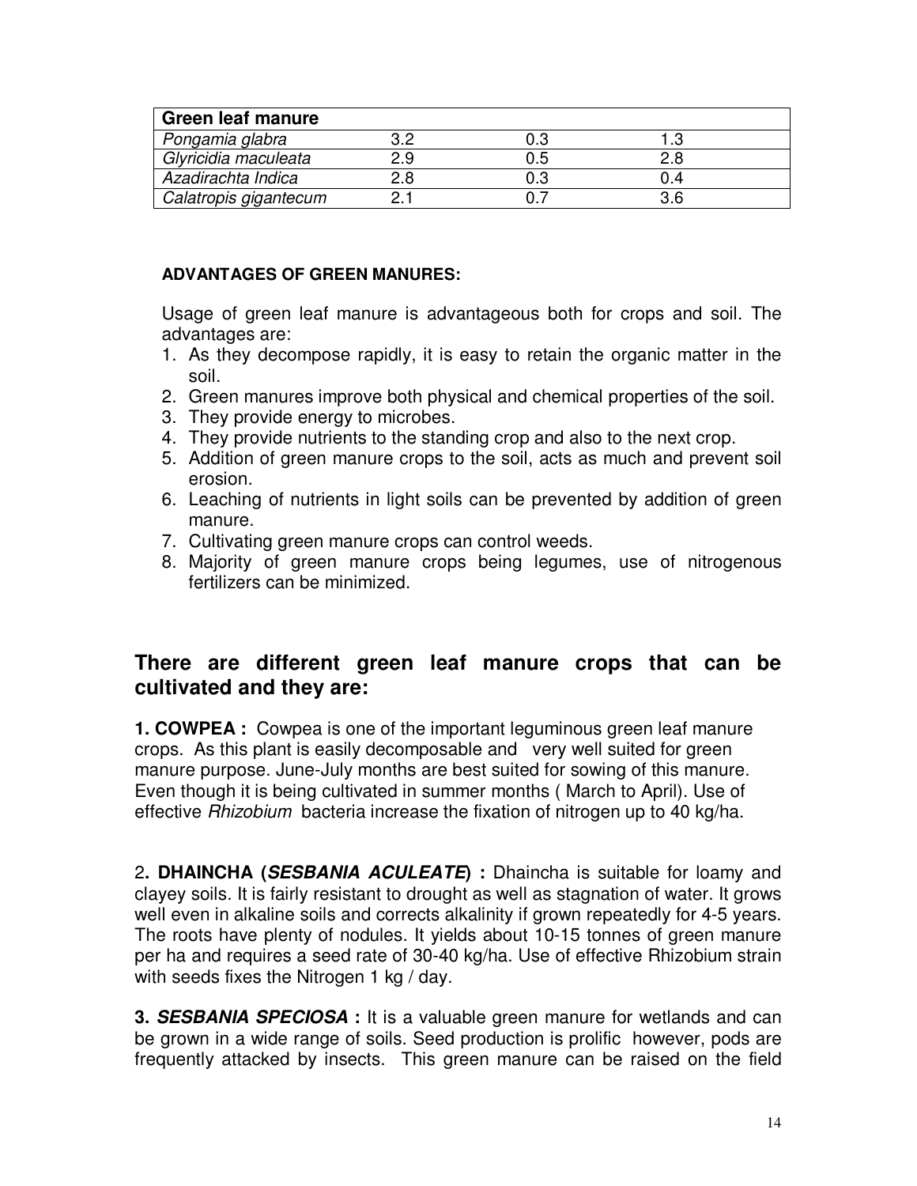| Green leaf manure | | | |
|---|---|---|---|
| *Pongamia glabra* | 3.2 | 0.3 | 1.3 |
| *Glyricidia maculeata* | 2.9 | 0.5 | 2.8 |
| *Azadirachta Indica* | 2.8 | 0.3 | 0.4 |
| *Calatropis gigantecum* | 2.1 | 0.7 | 3.6 |

**ADVANTAGES OF GREEN MANURES:**

Usage of green leaf manure is advantageous both for crops and soil. The advantages are:

1. As they decompose rapidly, it is easy to retain the organic matter in the soil.
2. Green manures improve both physical and chemical properties of the soil.
3. They provide energy to microbes.
4. They provide nutrients to the standing crop and also to the next crop.
5. Addition of green manure crops to the soil, acts as much and prevent soil erosion.
6. Leaching of nutrients in light soils can be prevented by addition of green manure.
7. Cultivating green manure crops can control weeds.
8. Majority of green manure crops being legumes, use of nitrogenous fertilizers can be minimized.

## There are different green leaf manure crops that can be cultivated and they are:

**1. COWPEA :** Cowpea is one of the important leguminous green leaf manure crops. As this plant is easily decomposable and very well suited for green manure purpose. June-July months are best suited for sowing of this manure. Even though it is being cultivated in summer months ( March to April). Use of effective *Rhizobium* bacteria increase the fixation of nitrogen up to 40 kg/ha.

2**. DHAINCHA (*SESBANIA ACULEATE*) :** Dhaincha is suitable for loamy and clayey soils. It is fairly resistant to drought as well as stagnation of water. It grows well even in alkaline soils and corrects alkalinity if grown repeatedly for 4-5 years. The roots have plenty of nodules. It yields about 10-15 tonnes of green manure per ha and requires a seed rate of 30-40 kg/ha. Use of effective Rhizobium strain with seeds fixes the Nitrogen 1 kg / day.

**3. *SESBANIA SPECIOSA* :** It is a valuable green manure for wetlands and can be grown in a wide range of soils. Seed production is prolific however, pods are frequently attacked by insects. This green manure can be raised on the field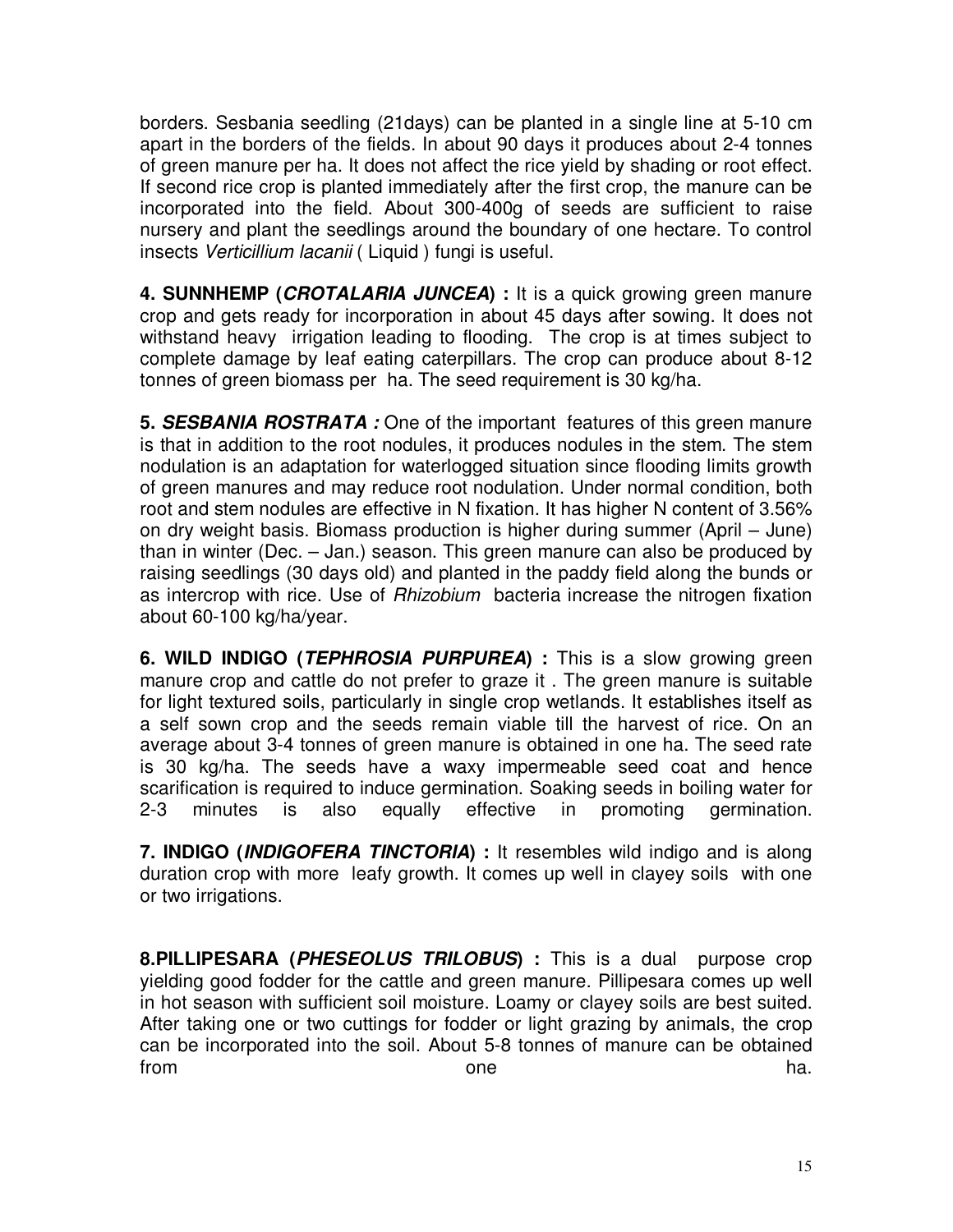borders. Sesbania seedling (21days) can be planted in a single line at 5-10 cm apart in the borders of the fields. In about 90 days it produces about 2-4 tonnes of green manure per ha. It does not affect the rice yield by shading or root effect. If second rice crop is planted immediately after the first crop, the manure can be incorporated into the field. About 300-400g of seeds are sufficient to raise nursery and plant the seedlings around the boundary of one hectare. To control insects *Verticillium lacanii* ( Liquid ) fungi is useful.

**4. SUNNHEMP (*CROTALARIA JUNCEA*) :** It is a quick growing green manure crop and gets ready for incorporation in about 45 days after sowing. It does not withstand heavy irrigation leading to flooding. The crop is at times subject to complete damage by leaf eating caterpillars. The crop can produce about 8-12 tonnes of green biomass per ha. The seed requirement is 30 kg/ha.

**5. *SESBANIA ROSTRATA :*** One of the important features of this green manure is that in addition to the root nodules, it produces nodules in the stem. The stem nodulation is an adaptation for waterlogged situation since flooding limits growth of green manures and may reduce root nodulation. Under normal condition, both root and stem nodules are effective in N fixation. It has higher N content of 3.56% on dry weight basis. Biomass production is higher during summer (April – June) than in winter (Dec. – Jan.) season. This green manure can also be produced by raising seedlings (30 days old) and planted in the paddy field along the bunds or as intercrop with rice. Use of *Rhizobium* bacteria increase the nitrogen fixation about 60-100 kg/ha/year.

**6. WILD INDIGO (*TEPHROSIA PURPUREA*) :** This is a slow growing green manure crop and cattle do not prefer to graze it . The green manure is suitable for light textured soils, particularly in single crop wetlands. It establishes itself as a self sown crop and the seeds remain viable till the harvest of rice. On an average about 3-4 tonnes of green manure is obtained in one ha. The seed rate is 30 kg/ha. The seeds have a waxy impermeable seed coat and hence scarification is required to induce germination. Soaking seeds in boiling water for 2-3 minutes is also equally effective in promoting germination.

**7. INDIGO (*INDIGOFERA TINCTORIA*) :** It resembles wild indigo and is along duration crop with more leafy growth. It comes up well in clayey soils with one or two irrigations.

**8.PILLIPESARA (*PHESEOLUS TRILOBUS*) :** This is a dual purpose crop yielding good fodder for the cattle and green manure. Pillipesara comes up well in hot season with sufficient soil moisture. Loamy or clayey soils are best suited. After taking one or two cuttings for fodder or light grazing by animals, the crop can be incorporated into the soil. About 5-8 tonnes of manure can be obtained from one ha.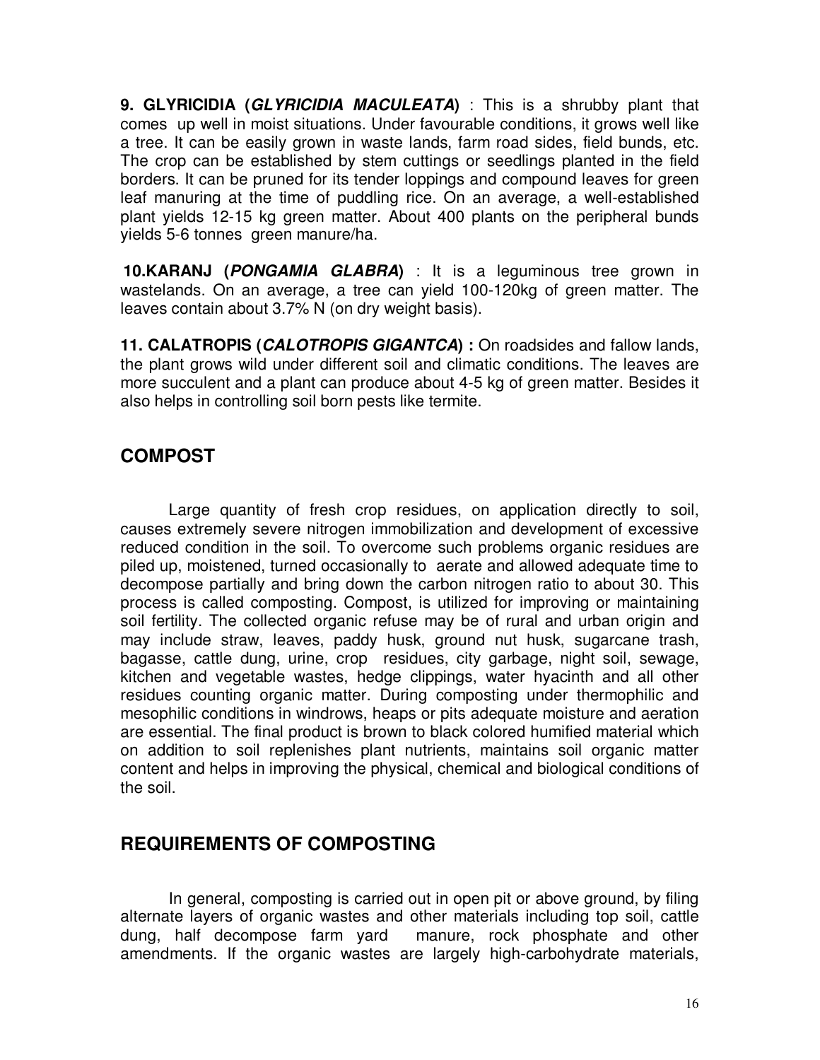**9. GLYRICIDIA (*GLYRICIDIA MACULEATA*)** : This is a shrubby plant that comes up well in moist situations. Under favourable conditions, it grows well like a tree. It can be easily grown in waste lands, farm road sides, field bunds, etc. The crop can be established by stem cuttings or seedlings planted in the field borders. It can be pruned for its tender loppings and compound leaves for green leaf manuring at the time of puddling rice. On an average, a well-established plant yields 12-15 kg green matter. About 400 plants on the peripheral bunds yields 5-6 tonnes green manure/ha.

**10.KARANJ (*PONGAMIA GLABRA*)** : It is a leguminous tree grown in wastelands. On an average, a tree can yield 100-120kg of green matter. The leaves contain about 3.7% N (on dry weight basis).

**11. CALATROPIS (*CALOTROPIS GIGANTCA*) :** On roadsides and fallow lands, the plant grows wild under different soil and climatic conditions. The leaves are more succulent and a plant can produce about 4-5 kg of green matter. Besides it also helps in controlling soil born pests like termite.

## COMPOST

Large quantity of fresh crop residues, on application directly to soil, causes extremely severe nitrogen immobilization and development of excessive reduced condition in the soil. To overcome such problems organic residues are piled up, moistened, turned occasionally to aerate and allowed adequate time to decompose partially and bring down the carbon nitrogen ratio to about 30. This process is called composting. Compost, is utilized for improving or maintaining soil fertility. The collected organic refuse may be of rural and urban origin and may include straw, leaves, paddy husk, ground nut husk, sugarcane trash, bagasse, cattle dung, urine, crop residues, city garbage, night soil, sewage, kitchen and vegetable wastes, hedge clippings, water hyacinth and all other residues counting organic matter. During composting under thermophilic and mesophilic conditions in windrows, heaps or pits adequate moisture and aeration are essential. The final product is brown to black colored humified material which on addition to soil replenishes plant nutrients, maintains soil organic matter content and helps in improving the physical, chemical and biological conditions of the soil.

## REQUIREMENTS OF COMPOSTING

In general, composting is carried out in open pit or above ground, by filing alternate layers of organic wastes and other materials including top soil, cattle dung, half decompose farm yard manure, rock phosphate and other amendments. If the organic wastes are largely high-carbohydrate materials,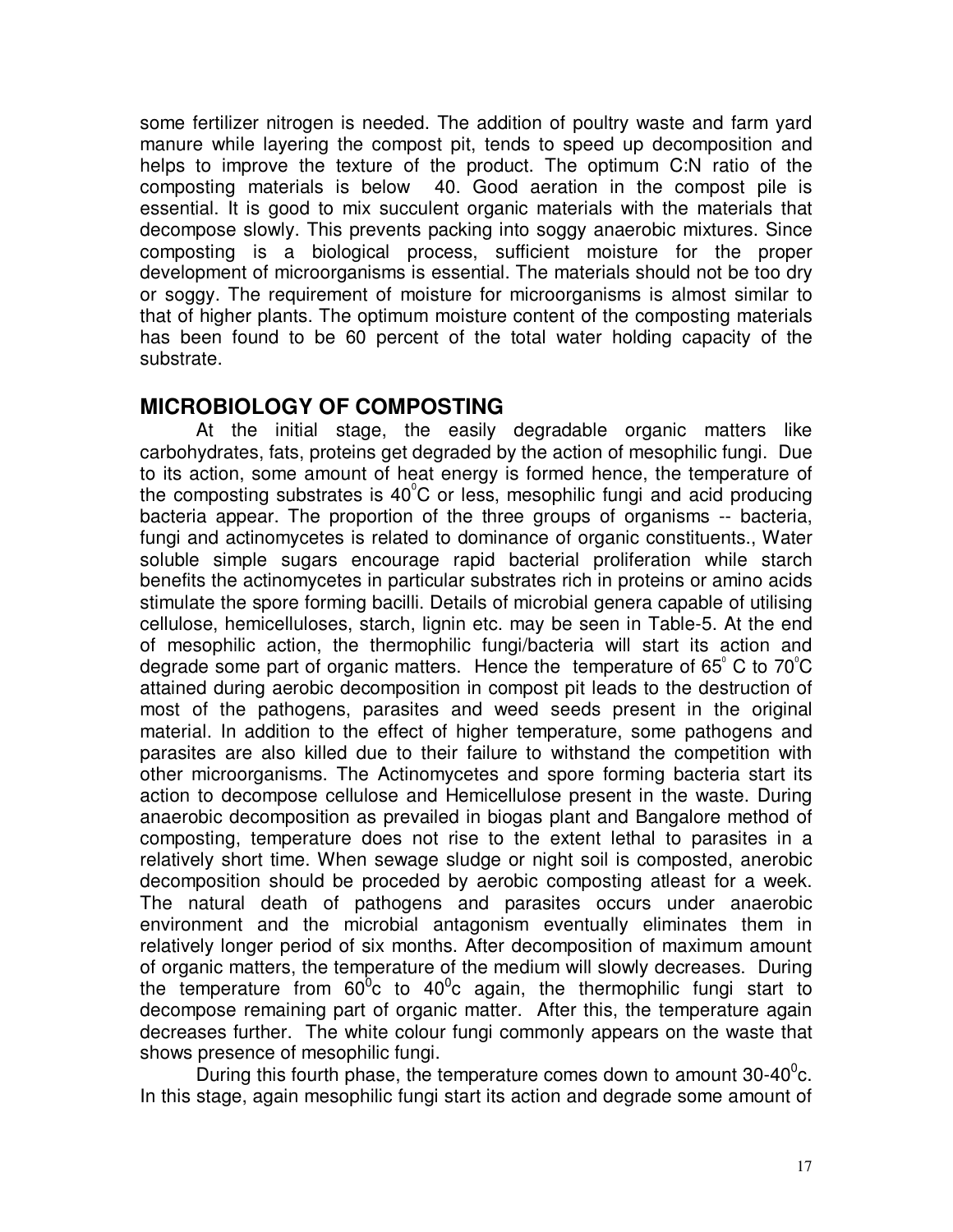some fertilizer nitrogen is needed. The addition of poultry waste and farm yard manure while layering the compost pit, tends to speed up decomposition and helps to improve the texture of the product. The optimum C:N ratio of the composting materials is below 40. Good aeration in the compost pile is essential. It is good to mix succulent organic materials with the materials that decompose slowly. This prevents packing into soggy anaerobic mixtures. Since composting is a biological process, sufficient moisture for the proper development of microorganisms is essential. The materials should not be too dry or soggy. The requirement of moisture for microorganisms is almost similar to that of higher plants. The optimum moisture content of the composting materials has been found to be 60 percent of the total water holding capacity of the substrate.

## MICROBIOLOGY OF COMPOSTING

At the initial stage, the easily degradable organic matters like carbohydrates, fats, proteins get degraded by the action of mesophilic fungi. Due to its action, some amount of heat energy is formed hence, the temperature of the composting substrates is $40^0$C or less, mesophilic fungi and acid producing bacteria appear. The proportion of the three groups of organisms -- bacteria, fungi and actinomycetes is related to dominance of organic constituents., Water soluble simple sugars encourage rapid bacterial proliferation while starch benefits the actinomycetes in particular substrates rich in proteins or amino acids stimulate the spore forming bacilli. Details of microbial genera capable of utilising cellulose, hemicelluloses, starch, lignin etc. may be seen in Table-5. At the end of mesophilic action, the thermophilic fungi/bacteria will start its action and degrade some part of organic matters. Hence the temperature of $65^0$ C to $70^0$C attained during aerobic decomposition in compost pit leads to the destruction of most of the pathogens, parasites and weed seeds present in the original material. In addition to the effect of higher temperature, some pathogens and parasites are also killed due to their failure to withstand the competition with other microorganisms. The Actinomycetes and spore forming bacteria start its action to decompose cellulose and Hemicellulose present in the waste. During anaerobic decomposition as prevailed in biogas plant and Bangalore method of composting, temperature does not rise to the extent lethal to parasites in a relatively short time. When sewage sludge or night soil is composted, anerobic decomposition should be proceded by aerobic composting atleast for a week. The natural death of pathogens and parasites occurs under anaerobic environment and the microbial antagonism eventually eliminates them in relatively longer period of six months. After decomposition of maximum amount of organic matters, the temperature of the medium will slowly decreases. During the temperature from $60^0$c to $40^0$c again, the thermophilic fungi start to decompose remaining part of organic matter. After this, the temperature again decreases further. The white colour fungi commonly appears on the waste that shows presence of mesophilic fungi.

During this fourth phase, the temperature comes down to amount 30-$40^0$c. In this stage, again mesophilic fungi start its action and degrade some amount of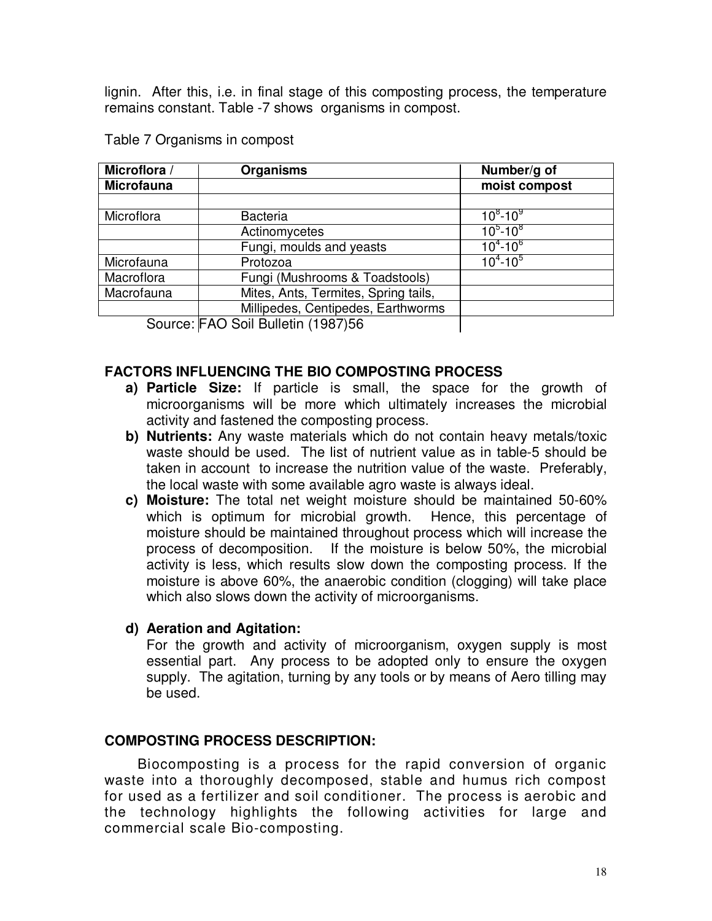lignin. After this, i.e. in final stage of this composting process, the temperature remains constant. Table -7 shows organisms in compost.

Table 7 Organisms in compost

| Microflora / Microfauna | Organisms | Number/g of moist compost |
|---|---|---|
| | | |
| Microflora | Bacteria | $10^8$-$10^9$ |
| | Actinomycetes | $10^5$-$10^8$ |
| | Fungi, moulds and yeasts | $10^4$-$10^6$ |
| Microfauna | Protozoa | $10^4$-$10^5$ |
| Macroflora | Fungi (Mushrooms & Toadstools) | |
| Macrofauna | Mites, Ants, Termites, Spring tails, | |
| | Millipedes, Centipedes, Earthworms | |

Source: FAO Soil Bulletin (1987)56

## FACTORS INFLUENCING THE BIO COMPOSTING PROCESS

a) **Particle Size:** If particle is small, the space for the growth of microorganisms will be more which ultimately increases the microbial activity and fastened the composting process.

b) **Nutrients:** Any waste materials which do not contain heavy metals/toxic waste should be used. The list of nutrient value as in table-5 should be taken in account to increase the nutrition value of the waste. Preferably, the local waste with some available agro waste is always ideal.

c) **Moisture:** The total net weight moisture should be maintained 50-60% which is optimum for microbial growth. Hence, this percentage of moisture should be maintained throughout process which will increase the process of decomposition. If the moisture is below 50%, the microbial activity is less, which results slow down the composting process. If the moisture is above 60%, the anaerobic condition (clogging) will take place which also slows down the activity of microorganisms.

d) **Aeration and Agitation:**

For the growth and activity of microorganism, oxygen supply is most essential part. Any process to be adopted only to ensure the oxygen supply. The agitation, turning by any tools or by means of Aero tilling may be used.

## COMPOSTING PROCESS DESCRIPTION:

Biocomposting is a process for the rapid conversion of organic waste into a thoroughly decomposed, stable and humus rich compost for used as a fertilizer and soil conditioner. The process is aerobic and the technology highlights the following activities for large and commercial scale Bio-composting.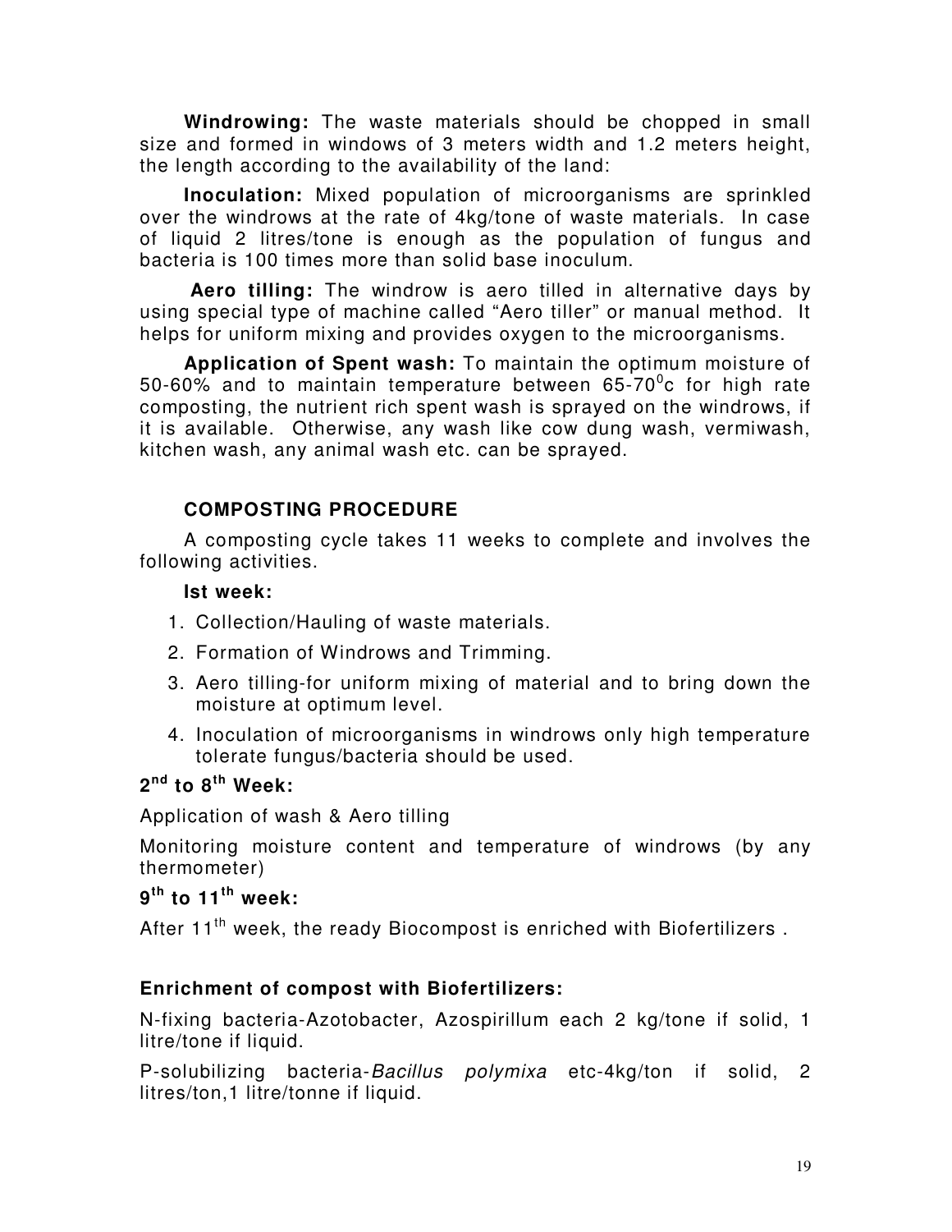**Windrowing:** The waste materials should be chopped in small size and formed in windows of 3 meters width and 1.2 meters height, the length according to the availability of the land:

**Inoculation:** Mixed population of microorganisms are sprinkled over the windrows at the rate of 4kg/tone of waste materials. In case of liquid 2 litres/tone is enough as the population of fungus and bacteria is 100 times more than solid base inoculum.

**Aero tilling:** The windrow is aero tilled in alternative days by using special type of machine called "Aero tiller" or manual method. It helps for uniform mixing and provides oxygen to the microorganisms.

**Application of Spent wash:** To maintain the optimum moisture of 50-60% and to maintain temperature between 65-70$^0$c for high rate composting, the nutrient rich spent wash is sprayed on the windrows, if it is available. Otherwise, any wash like cow dung wash, vermiwash, kitchen wash, any animal wash etc. can be sprayed.

**COMPOSTING PROCEDURE**

A composting cycle takes 11 weeks to complete and involves the following activities.

**Ist week:**

1. Collection/Hauling of waste materials.
2. Formation of Windrows and Trimming.
3. Aero tilling-for uniform mixing of material and to bring down the moisture at optimum level.
4. Inoculation of microorganisms in windrows only high temperature tolerate fungus/bacteria should be used.

**2nd to 8th Week:**

Application of wash & Aero tilling

Monitoring moisture content and temperature of windrows (by any thermometer)

**9th to 11th week:**

After 11th week, the ready Biocompost is enriched with Biofertilizers .

**Enrichment of compost with Biofertilizers:**

N-fixing bacteria-Azotobacter, Azospirillum each 2 kg/tone if solid, 1 litre/tone if liquid.

P-solubilizing bacteria-*Bacillus polymixa* etc-4kg/ton if solid, 2 litres/ton,1 litre/tonne if liquid.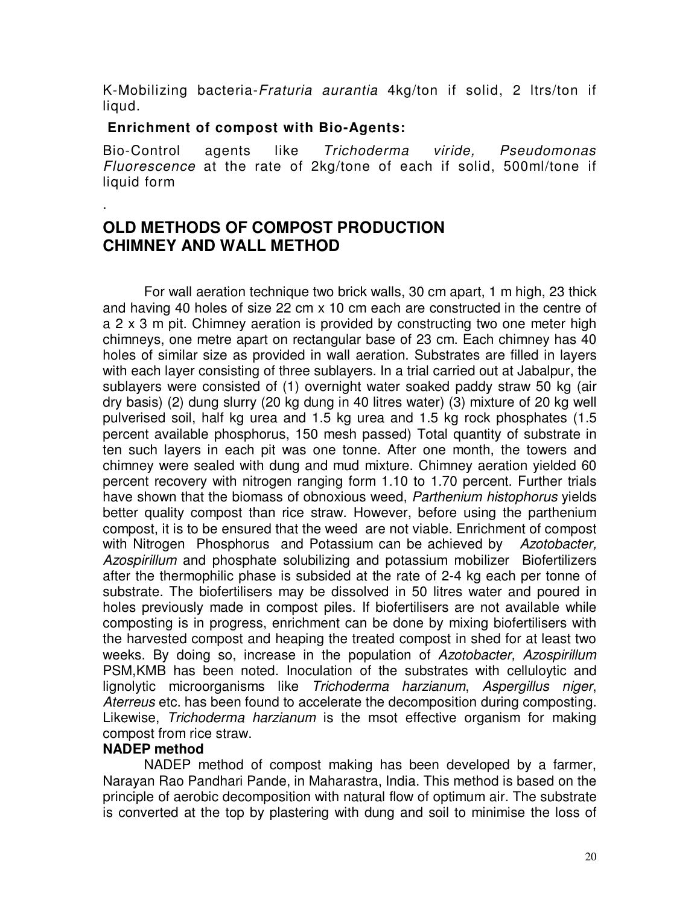K-Mobilizing bacteria-*Fraturia aurantia* 4kg/ton if solid, 2 ltrs/ton if liqud.

**Enrichment of compost with Bio-Agents:**

Bio-Control agents like *Trichoderma viride, Pseudomonas Fluorescence* at the rate of 2kg/tone of each if solid, 500ml/tone if liquid form

.

## OLD METHODS OF COMPOST PRODUCTION
## CHIMNEY AND WALL METHOD

For wall aeration technique two brick walls, 30 cm apart, 1 m high, 23 thick and having 40 holes of size 22 cm x 10 cm each are constructed in the centre of a 2 x 3 m pit. Chimney aeration is provided by constructing two one meter high chimneys, one metre apart on rectangular base of 23 cm. Each chimney has 40 holes of similar size as provided in wall aeration. Substrates are filled in layers with each layer consisting of three sublayers. In a trial carried out at Jabalpur, the sublayers were consisted of (1) overnight water soaked paddy straw 50 kg (air dry basis) (2) dung slurry (20 kg dung in 40 litres water) (3) mixture of 20 kg well pulverised soil, half kg urea and 1.5 kg urea and 1.5 kg rock phosphates (1.5 percent available phosphorus, 150 mesh passed) Total quantity of substrate in ten such layers in each pit was one tonne. After one month, the towers and chimney were sealed with dung and mud mixture. Chimney aeration yielded 60 percent recovery with nitrogen ranging form 1.10 to 1.70 percent. Further trials have shown that the biomass of obnoxious weed, *Parthenium histophorus* yields better quality compost than rice straw. However, before using the parthenium compost, it is to be ensured that the weed are not viable. Enrichment of compost with Nitrogen Phosphorus and Potassium can be achieved by *Azotobacter, Azospirillum* and phosphate solubilizing and potassium mobilizer Biofertilizers after the thermophilic phase is subsided at the rate of 2-4 kg each per tonne of substrate. The biofertilisers may be dissolved in 50 litres water and poured in holes previously made in compost piles. If biofertilisers are not available while composting is in progress, enrichment can be done by mixing biofertilisers with the harvested compost and heaping the treated compost in shed for at least two weeks. By doing so, increase in the population of *Azotobacter, Azospirillum* PSM,KMB has been noted. Inoculation of the substrates with celluloytic and lignolytic microorganisms like *Trichoderma harzianum*, *Aspergillus niger*, *Aterreus* etc. has been found to accelerate the decomposition during composting. Likewise, *Trichoderma harzianum* is the msot effective organism for making compost from rice straw.

**NADEP method**

NADEP method of compost making has been developed by a farmer, Narayan Rao Pandhari Pande, in Maharastra, India. This method is based on the principle of aerobic decomposition with natural flow of optimum air. The substrate is converted at the top by plastering with dung and soil to minimise the loss of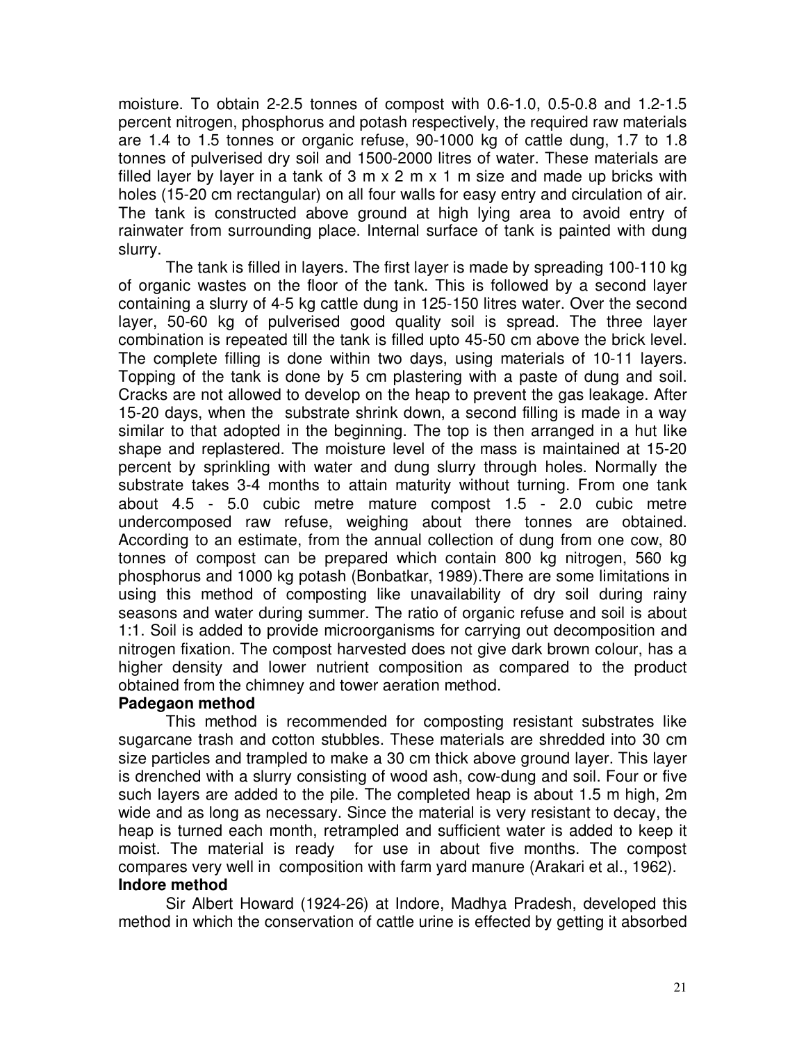moisture. To obtain 2-2.5 tonnes of compost with 0.6-1.0, 0.5-0.8 and 1.2-1.5 percent nitrogen, phosphorus and potash respectively, the required raw materials are 1.4 to 1.5 tonnes or organic refuse, 90-1000 kg of cattle dung, 1.7 to 1.8 tonnes of pulverised dry soil and 1500-2000 litres of water. These materials are filled layer by layer in a tank of 3 m x 2 m x 1 m size and made up bricks with holes (15-20 cm rectangular) on all four walls for easy entry and circulation of air. The tank is constructed above ground at high lying area to avoid entry of rainwater from surrounding place. Internal surface of tank is painted with dung slurry.

The tank is filled in layers. The first layer is made by spreading 100-110 kg of organic wastes on the floor of the tank. This is followed by a second layer containing a slurry of 4-5 kg cattle dung in 125-150 litres water. Over the second layer, 50-60 kg of pulverised good quality soil is spread. The three layer combination is repeated till the tank is filled upto 45-50 cm above the brick level. The complete filling is done within two days, using materials of 10-11 layers. Topping of the tank is done by 5 cm plastering with a paste of dung and soil. Cracks are not allowed to develop on the heap to prevent the gas leakage. After 15-20 days, when the substrate shrink down, a second filling is made in a way similar to that adopted in the beginning. The top is then arranged in a hut like shape and replastered. The moisture level of the mass is maintained at 15-20 percent by sprinkling with water and dung slurry through holes. Normally the substrate takes 3-4 months to attain maturity without turning. From one tank about 4.5 - 5.0 cubic metre mature compost 1.5 - 2.0 cubic metre undercomposed raw refuse, weighing about there tonnes are obtained. According to an estimate, from the annual collection of dung from one cow, 80 tonnes of compost can be prepared which contain 800 kg nitrogen, 560 kg phosphorus and 1000 kg potash (Bonbatkar, 1989).There are some limitations in using this method of composting like unavailability of dry soil during rainy seasons and water during summer. The ratio of organic refuse and soil is about 1:1. Soil is added to provide microorganisms for carrying out decomposition and nitrogen fixation. The compost harvested does not give dark brown colour, has a higher density and lower nutrient composition as compared to the product obtained from the chimney and tower aeration method.

**Padegaon method**

This method is recommended for composting resistant substrates like sugarcane trash and cotton stubbles. These materials are shredded into 30 cm size particles and trampled to make a 30 cm thick above ground layer. This layer is drenched with a slurry consisting of wood ash, cow-dung and soil. Four or five such layers are added to the pile. The completed heap is about 1.5 m high, 2m wide and as long as necessary. Since the material is very resistant to decay, the heap is turned each month, retrampled and sufficient water is added to keep it moist. The material is ready for use in about five months. The compost compares very well in composition with farm yard manure (Arakari et al., 1962).

**Indore method**

Sir Albert Howard (1924-26) at Indore, Madhya Pradesh, developed this method in which the conservation of cattle urine is effected by getting it absorbed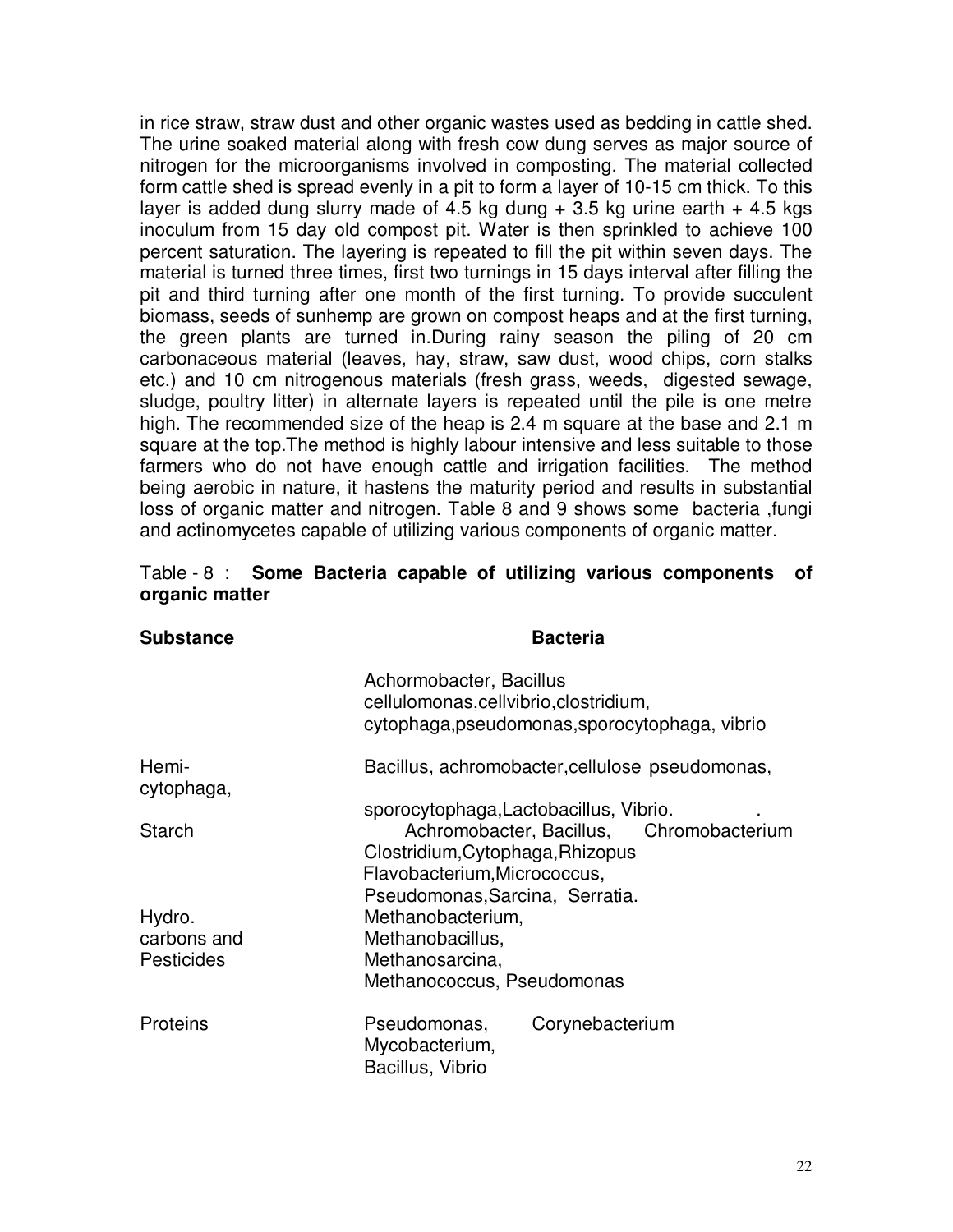in rice straw, straw dust and other organic wastes used as bedding in cattle shed. The urine soaked material along with fresh cow dung serves as major source of nitrogen for the microorganisms involved in composting. The material collected form cattle shed is spread evenly in a pit to form a layer of 10-15 cm thick. To this layer is added dung slurry made of 4.5 kg dung + 3.5 kg urine earth + 4.5 kgs inoculum from 15 day old compost pit. Water is then sprinkled to achieve 100 percent saturation. The layering is repeated to fill the pit within seven days. The material is turned three times, first two turnings in 15 days interval after filling the pit and third turning after one month of the first turning. To provide succulent biomass, seeds of sunhemp are grown on compost heaps and at the first turning, the green plants are turned in.During rainy season the piling of 20 cm carbonaceous material (leaves, hay, straw, saw dust, wood chips, corn stalks etc.) and 10 cm nitrogenous materials (fresh grass, weeds, digested sewage, sludge, poultry litter) in alternate layers is repeated until the pile is one metre high. The recommended size of the heap is 2.4 m square at the base and 2.1 m square at the top.The method is highly labour intensive and less suitable to those farmers who do not have enough cattle and irrigation facilities. The method being aerobic in nature, it hastens the maturity period and results in substantial loss of organic matter and nitrogen. Table 8 and 9 shows some bacteria ,fungi and actinomycetes capable of utilizing various components of organic matter.

Table - 8 : **Some Bacteria capable of utilizing various components of organic matter**

| Substance | Bacteria |
|---|---|
| | Achormobacter, Bacillus cellulomonas,cellvibrio,clostridium, cytophaga,pseudomonas,sporocytophaga, vibrio |
| Hemi-cytophaga, | Bacillus, achromobacter,cellulose pseudomonas, sporocytophaga,Lactobacillus, Vibrio. |
| Starch | Achromobacter, Bacillus, Chromobacterium Clostridium,Cytophaga,Rhizopus Flavobacterium,Micrococcus, Pseudomonas,Sarcina, Serratia. |
| Hydro. carbons and Pesticides | Methanobacterium, Methanobacillus, Methanosarcina, Methanococcus, Pseudomonas |
| Proteins | Pseudomonas, Corynebacterium Mycobacterium, Bacillus, Vibrio |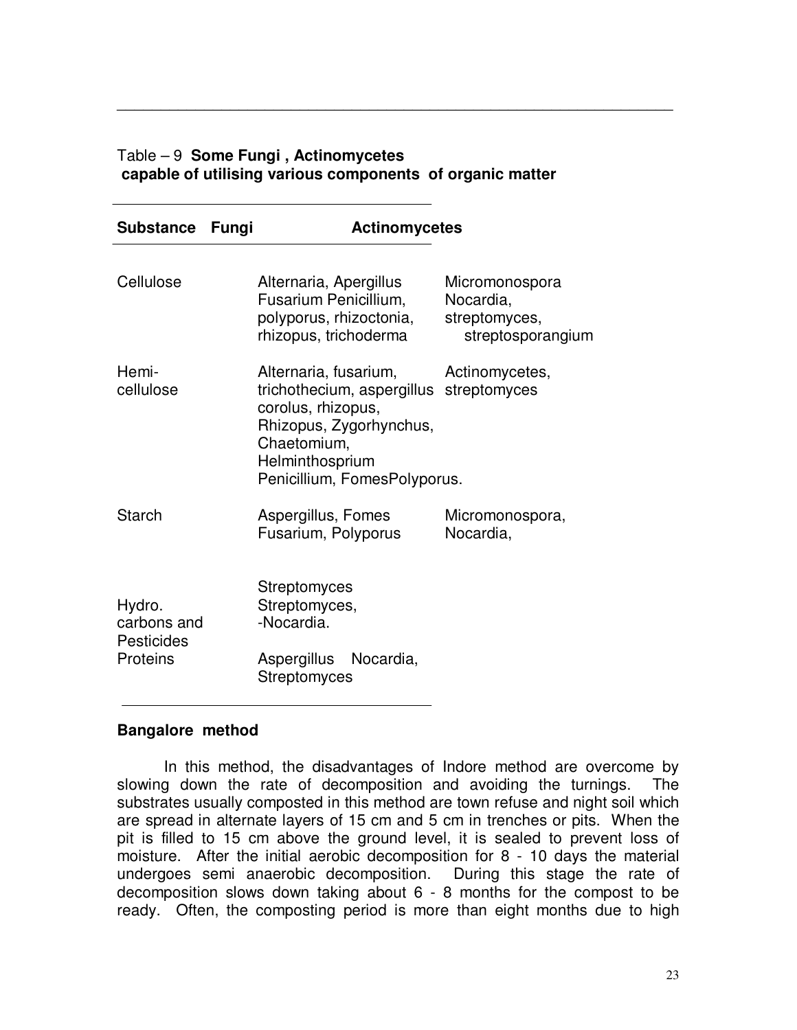Table – 9 **Some Fungi , Actinomycetes capable of utilising various components of organic matter**

| Substance | Fungi | Actinomycetes |
|---|---|---|
| Cellulose | Alternaria, Apergillus Fusarium Penicillium, polyporus, rhizoctonia, rhizopus, trichoderma | Micromonospora Nocardia, streptomyces, streptosporangium |
| Hemi-cellulose | Alternaria, fusarium, trichothecium, aspergillus corolus, rhizopus, Rhizopus, Zygorhynchus, Chaetomium, Helminthosprium Penicillium, FomesPolyporus. | Actinomycetes, streptomyces |
| Starch | Aspergillus, Fomes Fusarium, Polyporus | Micromonospora, Nocardia, |
| | Streptomyces | |
| Hydro. carbons and Pesticides | Streptomyces, -Nocardia. | |
| Proteins | Aspergillus Nocardia, Streptomyces | |

**Bangalore method**

In this method, the disadvantages of Indore method are overcome by slowing down the rate of decomposition and avoiding the turnings. The substrates usually composted in this method are town refuse and night soil which are spread in alternate layers of 15 cm and 5 cm in trenches or pits. When the pit is filled to 15 cm above the ground level, it is sealed to prevent loss of moisture. After the initial aerobic decomposition for 8 - 10 days the material undergoes semi anaerobic decomposition. During this stage the rate of decomposition slows down taking about 6 - 8 months for the compost to be ready. Often, the composting period is more than eight months due to high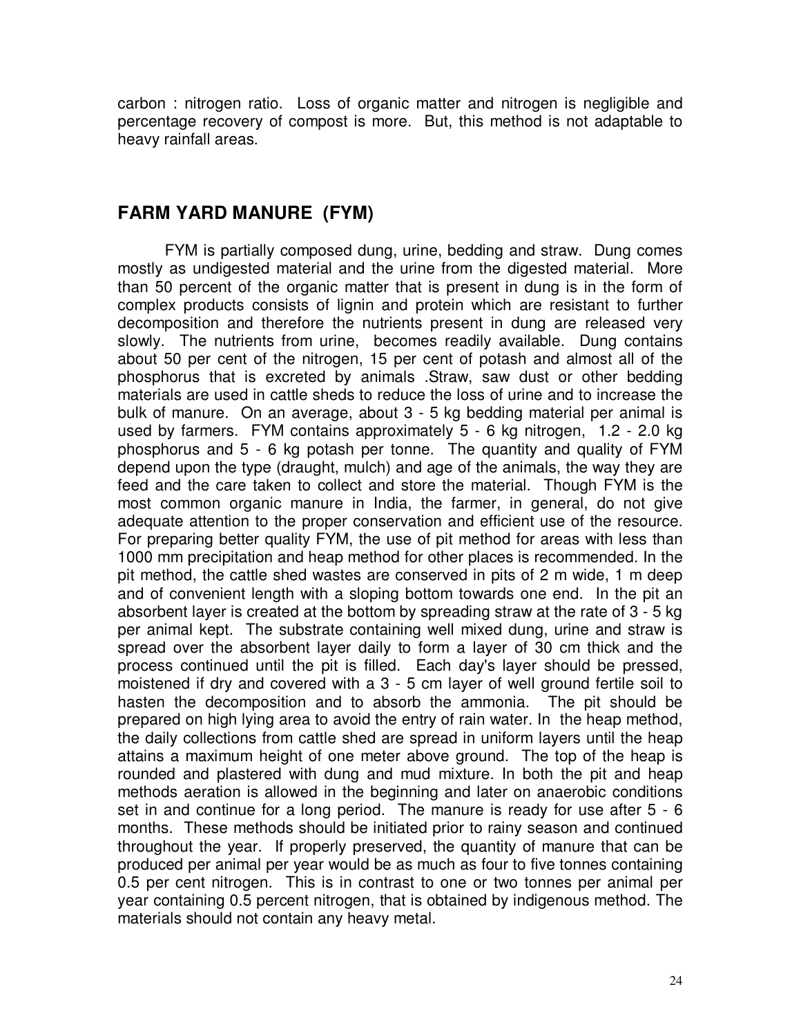carbon : nitrogen ratio. Loss of organic matter and nitrogen is negligible and percentage recovery of compost is more. But, this method is not adaptable to heavy rainfall areas.

## FARM YARD MANURE (FYM)

FYM is partially composed dung, urine, bedding and straw. Dung comes mostly as undigested material and the urine from the digested material. More than 50 percent of the organic matter that is present in dung is in the form of complex products consists of lignin and protein which are resistant to further decomposition and therefore the nutrients present in dung are released very slowly. The nutrients from urine, becomes readily available. Dung contains about 50 per cent of the nitrogen, 15 per cent of potash and almost all of the phosphorus that is excreted by animals .Straw, saw dust or other bedding materials are used in cattle sheds to reduce the loss of urine and to increase the bulk of manure. On an average, about 3 - 5 kg bedding material per animal is used by farmers. FYM contains approximately 5 - 6 kg nitrogen, 1.2 - 2.0 kg phosphorus and 5 - 6 kg potash per tonne. The quantity and quality of FYM depend upon the type (draught, mulch) and age of the animals, the way they are feed and the care taken to collect and store the material. Though FYM is the most common organic manure in India, the farmer, in general, do not give adequate attention to the proper conservation and efficient use of the resource. For preparing better quality FYM, the use of pit method for areas with less than 1000 mm precipitation and heap method for other places is recommended. In the pit method, the cattle shed wastes are conserved in pits of 2 m wide, 1 m deep and of convenient length with a sloping bottom towards one end. In the pit an absorbent layer is created at the bottom by spreading straw at the rate of 3 - 5 kg per animal kept. The substrate containing well mixed dung, urine and straw is spread over the absorbent layer daily to form a layer of 30 cm thick and the process continued until the pit is filled. Each day's layer should be pressed, moistened if dry and covered with a 3 - 5 cm layer of well ground fertile soil to hasten the decomposition and to absorb the ammonia. The pit should be prepared on high lying area to avoid the entry of rain water. In the heap method, the daily collections from cattle shed are spread in uniform layers until the heap attains a maximum height of one meter above ground. The top of the heap is rounded and plastered with dung and mud mixture. In both the pit and heap methods aeration is allowed in the beginning and later on anaerobic conditions set in and continue for a long period. The manure is ready for use after 5 - 6 months. These methods should be initiated prior to rainy season and continued throughout the year. If properly preserved, the quantity of manure that can be produced per animal per year would be as much as four to five tonnes containing 0.5 per cent nitrogen. This is in contrast to one or two tonnes per animal per year containing 0.5 percent nitrogen, that is obtained by indigenous method. The materials should not contain any heavy metal.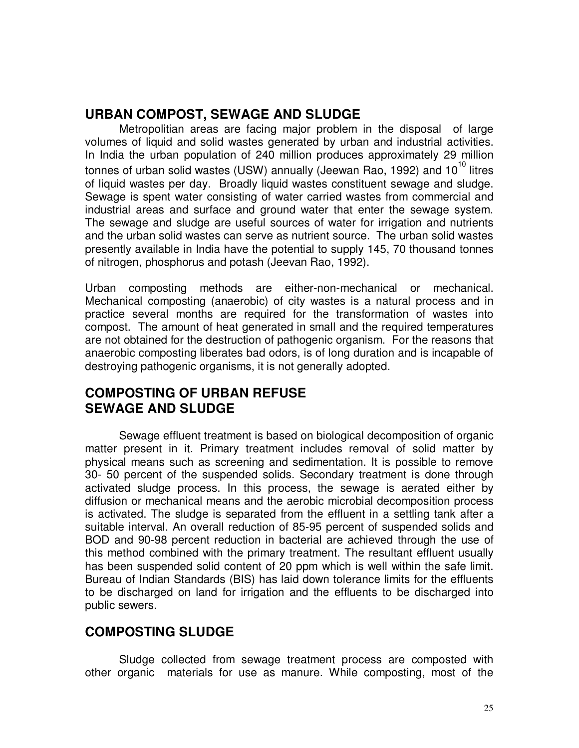## URBAN COMPOST, SEWAGE AND SLUDGE

Metropolitan areas are facing major problem in the disposal of large volumes of liquid and solid wastes generated by urban and industrial activities. In India the urban population of 240 million produces approximately 29 million tonnes of urban solid wastes (USW) annually (Jeewan Rao, 1992) and $10^{10}$ litres of liquid wastes per day. Broadly liquid wastes constituent sewage and sludge. Sewage is spent water consisting of water carried wastes from commercial and industrial areas and surface and ground water that enter the sewage system. The sewage and sludge are useful sources of water for irrigation and nutrients and the urban solid wastes can serve as nutrient source. The urban solid wastes presently available in India have the potential to supply 145, 70 thousand tonnes of nitrogen, phosphorus and potash (Jeevan Rao, 1992).

Urban composting methods are either-non-mechanical or mechanical. Mechanical composting (anaerobic) of city wastes is a natural process and in practice several months are required for the transformation of wastes into compost. The amount of heat generated in small and the required temperatures are not obtained for the destruction of pathogenic organism. For the reasons that anaerobic composting liberates bad odors, is of long duration and is incapable of destroying pathogenic organisms, it is not generally adopted.

## COMPOSTING OF URBAN REFUSE SEWAGE AND SLUDGE

Sewage effluent treatment is based on biological decomposition of organic matter present in it. Primary treatment includes removal of solid matter by physical means such as screening and sedimentation. It is possible to remove 30- 50 percent of the suspended solids. Secondary treatment is done through activated sludge process. In this process, the sewage is aerated either by diffusion or mechanical means and the aerobic microbial decomposition process is activated. The sludge is separated from the effluent in a settling tank after a suitable interval. An overall reduction of 85-95 percent of suspended solids and BOD and 90-98 percent reduction in bacterial are achieved through the use of this method combined with the primary treatment. The resultant effluent usually has been suspended solid content of 20 ppm which is well within the safe limit. Bureau of Indian Standards (BIS) has laid down tolerance limits for the effluents to be discharged on land for irrigation and the effluents to be discharged into public sewers.

## COMPOSTING SLUDGE

Sludge collected from sewage treatment process are composted with other organic materials for use as manure. While composting, most of the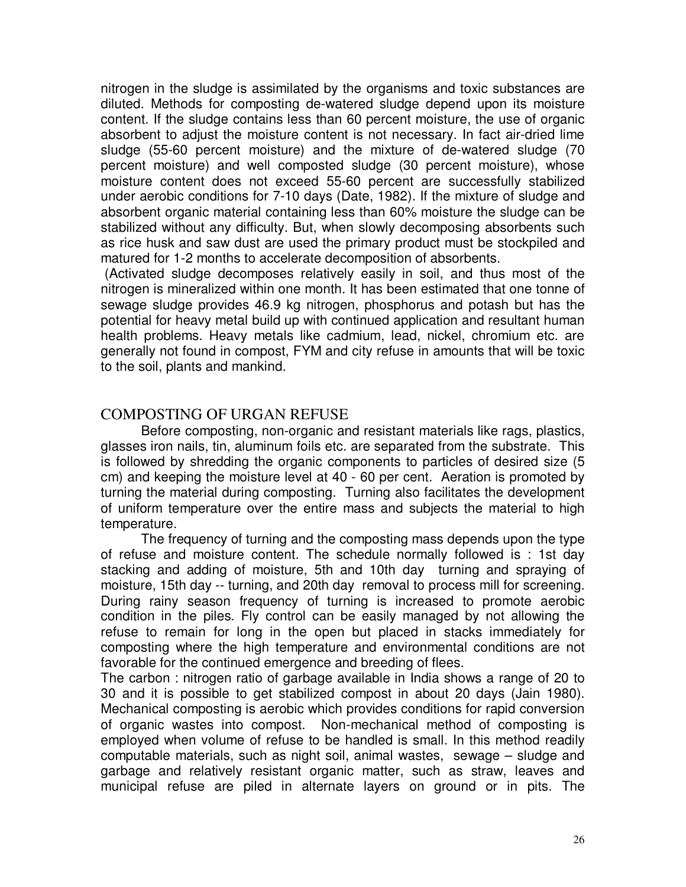nitrogen in the sludge is assimilated by the organisms and toxic substances are diluted. Methods for composting de-watered sludge depend upon its moisture content. If the sludge contains less than 60 percent moisture, the use of organic absorbent to adjust the moisture content is not necessary. In fact air-dried lime sludge (55-60 percent moisture) and the mixture of de-watered sludge (70 percent moisture) and well composted sludge (30 percent moisture), whose moisture content does not exceed 55-60 percent are successfully stabilized under aerobic conditions for 7-10 days (Date, 1982). If the mixture of sludge and absorbent organic material containing less than 60% moisture the sludge can be stabilized without any difficulty. But, when slowly decomposing absorbents such as rice husk and saw dust are used the primary product must be stockpiled and matured for 1-2 months to accelerate decomposition of absorbents.

(Activated sludge decomposes relatively easily in soil, and thus most of the nitrogen is mineralized within one month. It has been estimated that one tonne of sewage sludge provides 46.9 kg nitrogen, phosphorus and potash but has the potential for heavy metal build up with continued application and resultant human health problems. Heavy metals like cadmium, lead, nickel, chromium etc. are generally not found in compost, FYM and city refuse in amounts that will be toxic to the soil, plants and mankind.

## COMPOSTING OF URGAN REFUSE

Before composting, non-organic and resistant materials like rags, plastics, glasses iron nails, tin, aluminum foils etc. are separated from the substrate. This is followed by shredding the organic components to particles of desired size (5 cm) and keeping the moisture level at 40 - 60 per cent. Aeration is promoted by turning the material during composting. Turning also facilitates the development of uniform temperature over the entire mass and subjects the material to high temperature.

The frequency of turning and the composting mass depends upon the type of refuse and moisture content. The schedule normally followed is : 1st day stacking and adding of moisture, 5th and 10th day turning and spraying of moisture, 15th day -- turning, and 20th day removal to process mill for screening. During rainy season frequency of turning is increased to promote aerobic condition in the piles. Fly control can be easily managed by not allowing the refuse to remain for long in the open but placed in stacks immediately for composting where the high temperature and environmental conditions are not favorable for the continued emergence and breeding of flees.

The carbon : nitrogen ratio of garbage available in India shows a range of 20 to 30 and it is possible to get stabilized compost in about 20 days (Jain 1980). Mechanical composting is aerobic which provides conditions for rapid conversion of organic wastes into compost. Non-mechanical method of composting is employed when volume of refuse to be handled is small. In this method readily computable materials, such as night soil, animal wastes, sewage – sludge and garbage and relatively resistant organic matter, such as straw, leaves and municipal refuse are piled in alternate layers on ground or in pits. The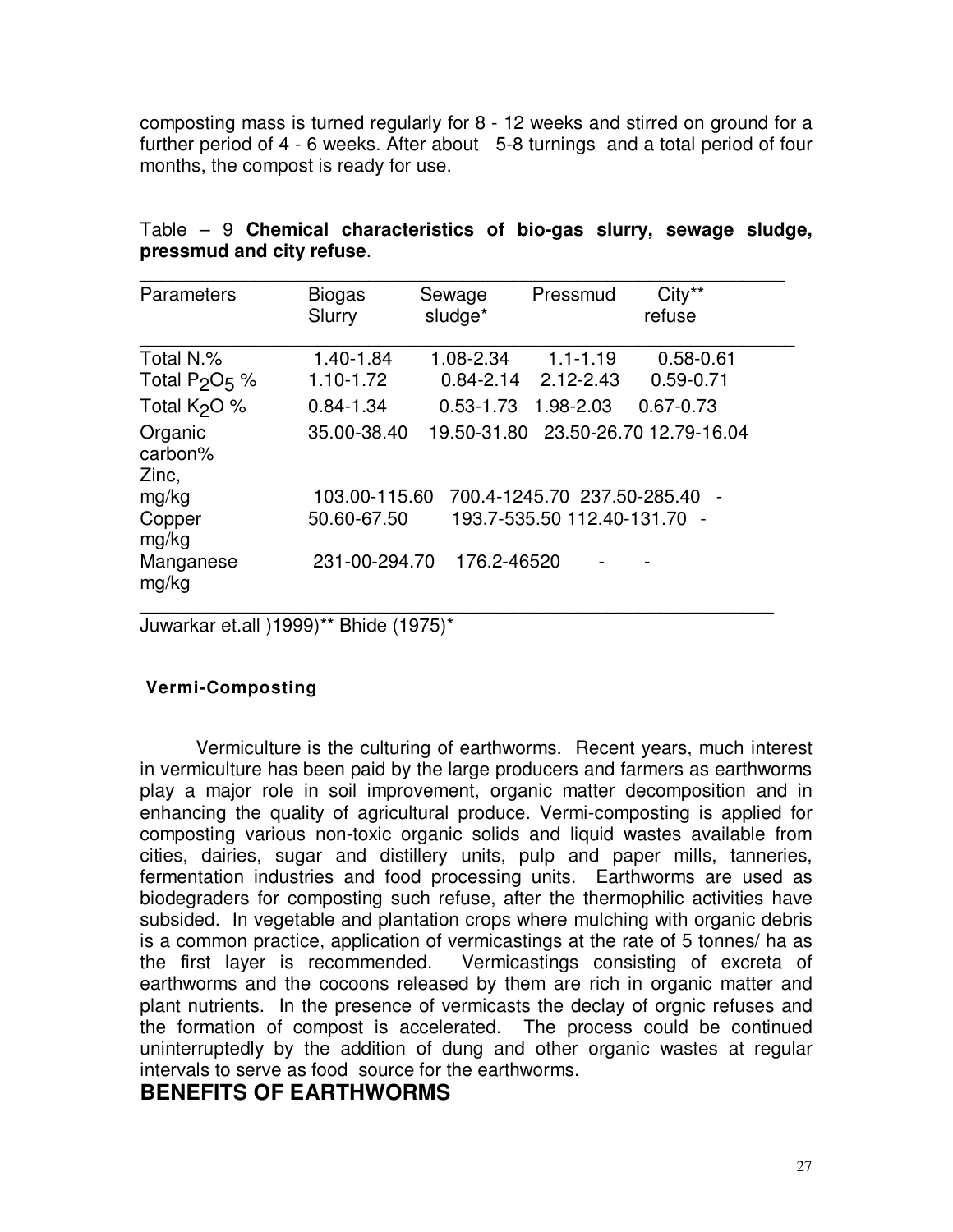composting mass is turned regularly for 8 - 12 weeks and stirred on ground for a further period of 4 - 6 weeks. After about 5-8 turnings and a total period of four months, the compost is ready for use.

Table – 9 **Chemical characteristics of bio-gas slurry, sewage sludge, pressmud and city refuse**.

| Parameters | Biogas Slurry | Sewage sludge* | Pressmud | City** refuse |
|---|---|---|---|---|
| Total N.% | 1.40-1.84 | 1.08-2.34 | 1.1-1.19 | 0.58-0.61 |
| Total $P_2O_5$ % | 1.10-1.72 | 0.84-2.14 | 2.12-2.43 | 0.59-0.71 |
| Total $K_2O$ % | 0.84-1.34 | 0.53-1.73 | 1.98-2.03 | 0.67-0.73 |
| Organic carbon% | 35.00-38.40 | 19.50-31.80 | 23.50-26.70 | 12.79-16.04 |
| Zinc, mg/kg | 103.00-115.60 | 700.4-1245.70 | 237.50-285.40 | - |
| Copper mg/kg | 50.60-67.50 | 193.7-535.50 | 112.40-131.70 | - |
| Manganese mg/kg | 231-00-294.70 | 176.2-46520 | - | - |

Juwarkar et.all )1999)** Bhide (1975)*

### Vermi-Composting

Vermiculture is the culturing of earthworms. Recent years, much interest in vermiculture has been paid by the large producers and farmers as earthworms play a major role in soil improvement, organic matter decomposition and in enhancing the quality of agricultural produce. Vermi-composting is applied for composting various non-toxic organic solids and liquid wastes available from cities, dairies, sugar and distillery units, pulp and paper mills, tanneries, fermentation industries and food processing units. Earthworms are used as biodegraders for composting such refuse, after the thermophilic activities have subsided. In vegetable and plantation crops where mulching with organic debris is a common practice, application of vermicastings at the rate of 5 tonnes/ ha as the first layer is recommended. Vermicastings consisting of excreta of earthworms and the cocoons released by them are rich in organic matter and plant nutrients. In the presence of vermicasts the declay of orgnic refuses and the formation of compost is accelerated. The process could be continued uninterruptedly by the addition of dung and other organic wastes at regular intervals to serve as food source for the earthworms.

## BENEFITS OF EARTHWORMS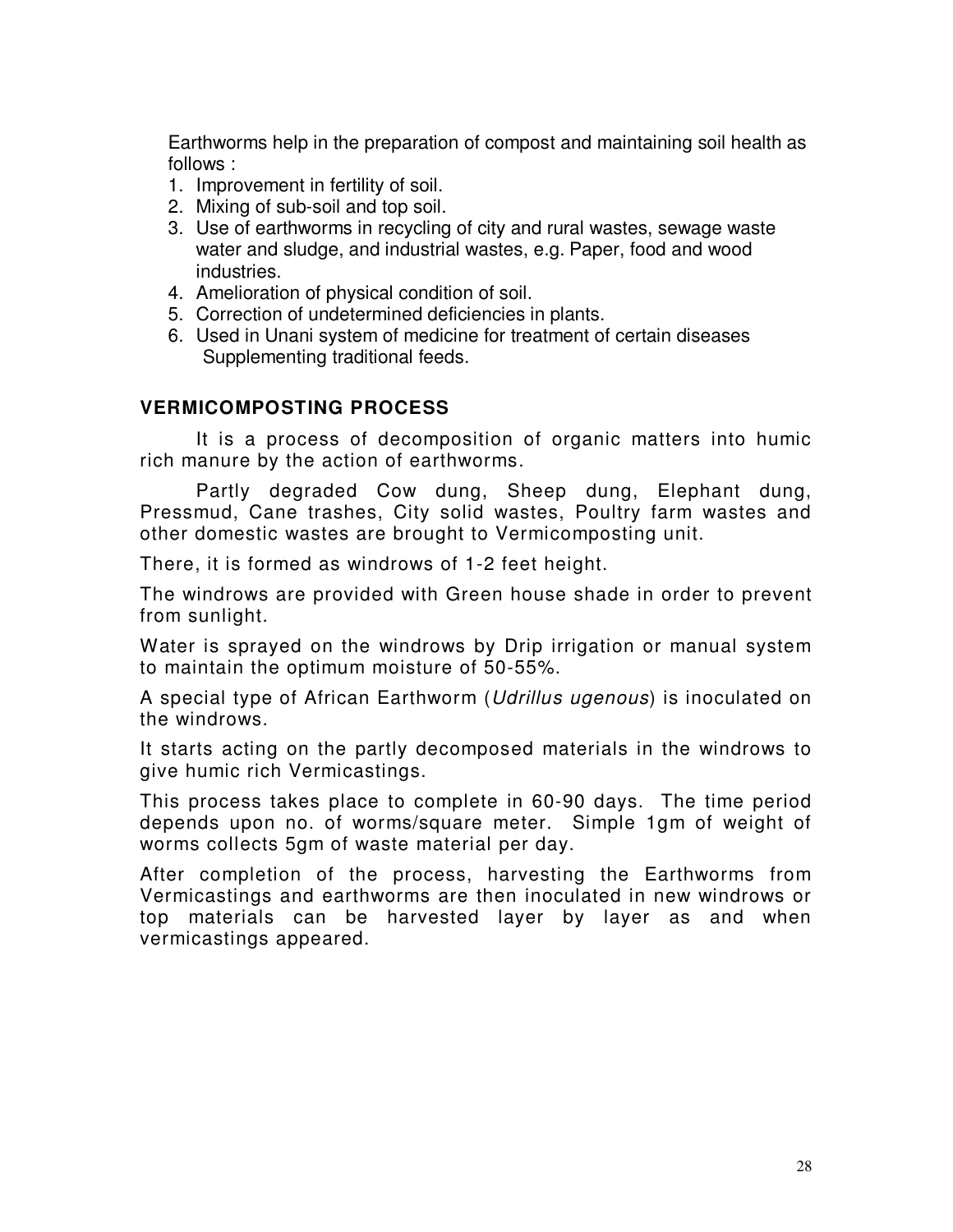Earthworms help in the preparation of compost and maintaining soil health as follows :

1. Improvement in fertility of soil.
2. Mixing of sub-soil and top soil.
3. Use of earthworms in recycling of city and rural wastes, sewage waste water and sludge, and industrial wastes, e.g. Paper, food and wood industries.
4. Amelioration of physical condition of soil.
5. Correction of undetermined deficiencies in plants.
6. Used in Unani system of medicine for treatment of certain diseases Supplementing traditional feeds.

### VERMICOMPOSTING PROCESS

It is a process of decomposition of organic matters into humic rich manure by the action of earthworms.

Partly degraded Cow dung, Sheep dung, Elephant dung, Pressmud, Cane trashes, City solid wastes, Poultry farm wastes and other domestic wastes are brought to Vermicomposting unit.

There, it is formed as windrows of 1-2 feet height.

The windrows are provided with Green house shade in order to prevent from sunlight.

Water is sprayed on the windrows by Drip irrigation or manual system to maintain the optimum moisture of 50-55%.

A special type of African Earthworm (*Udrillus ugenous*) is inoculated on the windrows.

It starts acting on the partly decomposed materials in the windrows to give humic rich Vermicastings.

This process takes place to complete in 60-90 days. The time period depends upon no. of worms/square meter. Simple 1gm of weight of worms collects 5gm of waste material per day.

After completion of the process, harvesting the Earthworms from Vermicastings and earthworms are then inoculated in new windrows or top materials can be harvested layer by layer as and when vermicastings appeared.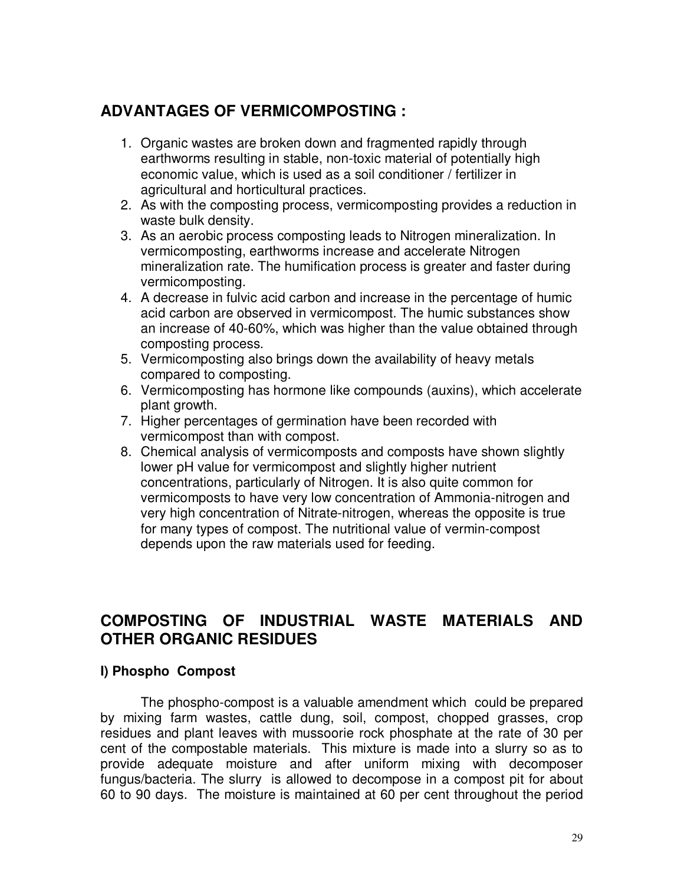## ADVANTAGES OF VERMICOMPOSTING :

1. Organic wastes are broken down and fragmented rapidly through earthworms resulting in stable, non-toxic material of potentially high economic value, which is used as a soil conditioner / fertilizer in agricultural and horticultural practices.
2. As with the composting process, vermicomposting provides a reduction in waste bulk density.
3. As an aerobic process composting leads to Nitrogen mineralization. In vermicomposting, earthworms increase and accelerate Nitrogen mineralization rate. The humification process is greater and faster during vermicomposting.
4. A decrease in fulvic acid carbon and increase in the percentage of humic acid carbon are observed in vermicompost. The humic substances show an increase of 40-60%, which was higher than the value obtained through composting process.
5. Vermicomposting also brings down the availability of heavy metals compared to composting.
6. Vermicomposting has hormone like compounds (auxins), which accelerate plant growth.
7. Higher percentages of germination have been recorded with vermicompost than with compost.
8. Chemical analysis of vermicomposts and composts have shown slightly lower pH value for vermicompost and slightly higher nutrient concentrations, particularly of Nitrogen. It is also quite common for vermicomposts to have very low concentration of Ammonia-nitrogen and very high concentration of Nitrate-nitrogen, whereas the opposite is true for many types of compost. The nutritional value of vermin-compost depends upon the raw materials used for feeding.

## COMPOSTING OF INDUSTRIAL WASTE MATERIALS AND OTHER ORGANIC RESIDUES

### I) Phospho Compost

The phospho-compost is a valuable amendment which could be prepared by mixing farm wastes, cattle dung, soil, compost, chopped grasses, crop residues and plant leaves with mussoorie rock phosphate at the rate of 30 per cent of the compostable materials. This mixture is made into a slurry so as to provide adequate moisture and after uniform mixing with decomposer fungus/bacteria. The slurry is allowed to decompose in a compost pit for about 60 to 90 days. The moisture is maintained at 60 per cent throughout the period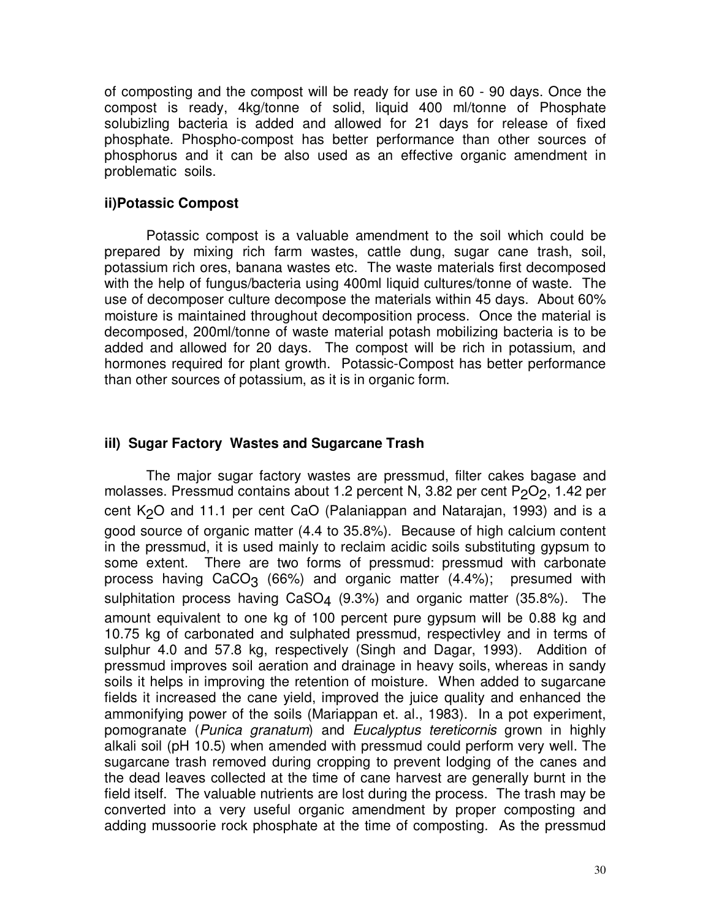of composting and the compost will be ready for use in 60 - 90 days. Once the compost is ready, 4kg/tonne of solid, liquid 400 ml/tonne of Phosphate solubizling bacteria is added and allowed for 21 days for release of fixed phosphate. Phospho-compost has better performance than other sources of phosphorus and it can be also used as an effective organic amendment in problematic soils.

### ii)Potassic Compost

Potassic compost is a valuable amendment to the soil which could be prepared by mixing rich farm wastes, cattle dung, sugar cane trash, soil, potassium rich ores, banana wastes etc. The waste materials first decomposed with the help of fungus/bacteria using 400ml liquid cultures/tonne of waste. The use of decomposer culture decompose the materials within 45 days. About 60% moisture is maintained throughout decomposition process. Once the material is decomposed, 200ml/tonne of waste material potash mobilizing bacteria is to be added and allowed for 20 days. The compost will be rich in potassium, and hormones required for plant growth. Potassic-Compost has better performance than other sources of potassium, as it is in organic form.

### iiI) Sugar Factory Wastes and Sugarcane Trash

The major sugar factory wastes are pressmud, filter cakes bagase and molasses. Pressmud contains about 1.2 percent N, 3.82 per cent $P_2O_2$, 1.42 per cent $K_2O$ and 11.1 per cent CaO (Palaniappan and Natarajan, 1993) and is a good source of organic matter (4.4 to 35.8%). Because of high calcium content in the pressmud, it is used mainly to reclaim acidic soils substituting gypsum to some extent. There are two forms of pressmud: pressmud with carbonate process having $CaCO_3$ (66%) and organic matter (4.4%); presumed with sulphitation process having $CaSO_4$ (9.3%) and organic matter (35.8%). The amount equivalent to one kg of 100 percent pure gypsum will be 0.88 kg and 10.75 kg of carbonated and sulphated pressmud, respectivley and in terms of sulphur 4.0 and 57.8 kg, respectively (Singh and Dagar, 1993). Addition of pressmud improves soil aeration and drainage in heavy soils, whereas in sandy soils it helps in improving the retention of moisture. When added to sugarcane fields it increased the cane yield, improved the juice quality and enhanced the ammonifying power of the soils (Mariappan et. al., 1983). In a pot experiment, pomogranate (*Punica granatum*) and *Eucalyptus tereticornis* grown in highly alkali soil (pH 10.5) when amended with pressmud could perform very well. The sugarcane trash removed during cropping to prevent lodging of the canes and the dead leaves collected at the time of cane harvest are generally burnt in the field itself. The valuable nutrients are lost during the process. The trash may be converted into a very useful organic amendment by proper composting and adding mussoorie rock phosphate at the time of composting. As the pressmud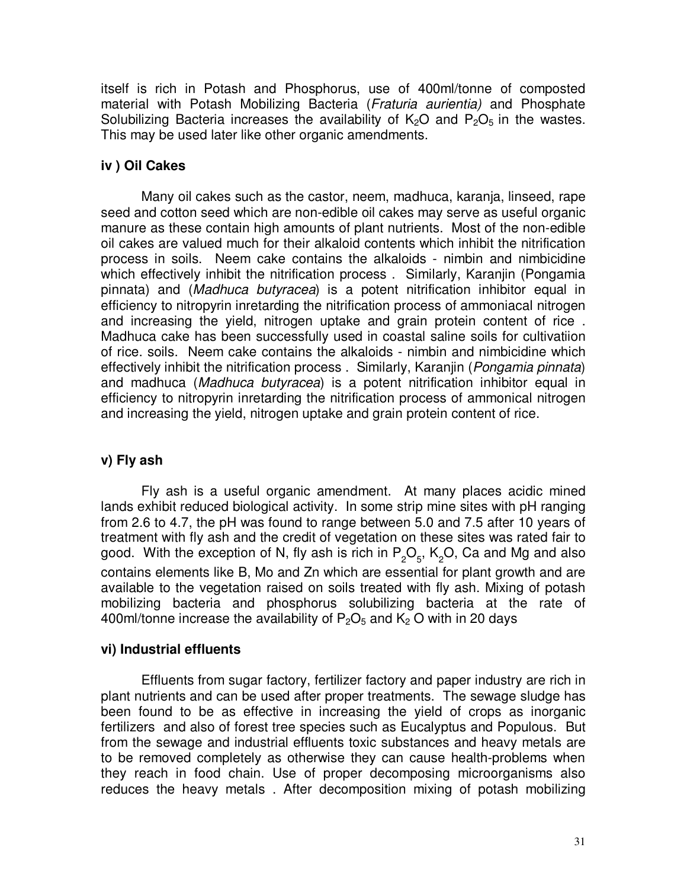itself is rich in Potash and Phosphorus, use of 400ml/tonne of composted material with Potash Mobilizing Bacteria (*Fraturia aurientia)* and Phosphate Solubilizing Bacteria increases the availability of $K_2O$ and $P_2O_5$ in the wastes. This may be used later like other organic amendments.

### iv ) Oil Cakes

Many oil cakes such as the castor, neem, madhuca, karanja, linseed, rape seed and cotton seed which are non-edible oil cakes may serve as useful organic manure as these contain high amounts of plant nutrients. Most of the non-edible oil cakes are valued much for their alkaloid contents which inhibit the nitrification process in soils. Neem cake contains the alkaloids - nimbin and nimbicidine which effectively inhibit the nitrification process . Similarly, Karanjin (Pongamia pinnata) and (*Madhuca butyracea*) is a potent nitrification inhibitor equal in efficiency to nitropyrin inretarding the nitrification process of ammoniacal nitrogen and increasing the yield, nitrogen uptake and grain protein content of rice . Madhuca cake has been successfully used in coastal saline soils for cultivatiion of rice. soils. Neem cake contains the alkaloids - nimbin and nimbicidine which effectively inhibit the nitrification process . Similarly, Karanjin (*Pongamia pinnata*) and madhuca (*Madhuca butyracea*) is a potent nitrification inhibitor equal in efficiency to nitropyrin inretarding the nitrification process of ammonical nitrogen and increasing the yield, nitrogen uptake and grain protein content of rice.

### v) Fly ash

Fly ash is a useful organic amendment. At many places acidic mined lands exhibit reduced biological activity. In some strip mine sites with pH ranging from 2.6 to 4.7, the pH was found to range between 5.0 and 7.5 after 10 years of treatment with fly ash and the credit of vegetation on these sites was rated fair to good. With the exception of N, fly ash is rich in $P_2O_5$, $K_2O$, Ca and Mg and also contains elements like B, Mo and Zn which are essential for plant growth and are available to the vegetation raised on soils treated with fly ash. Mixing of potash mobilizing bacteria and phosphorus solubilizing bacteria at the rate of 400ml/tonne increase the availability of $P_2O_5$ and $K_2O$ with in 20 days

### vi) Industrial effluents

Effluents from sugar factory, fertilizer factory and paper industry are rich in plant nutrients and can be used after proper treatments. The sewage sludge has been found to be as effective in increasing the yield of crops as inorganic fertilizers and also of forest tree species such as Eucalyptus and Populous. But from the sewage and industrial effluents toxic substances and heavy metals are to be removed completely as otherwise they can cause health-problems when they reach in food chain. Use of proper decomposing microorganisms also reduces the heavy metals . After decomposition mixing of potash mobilizing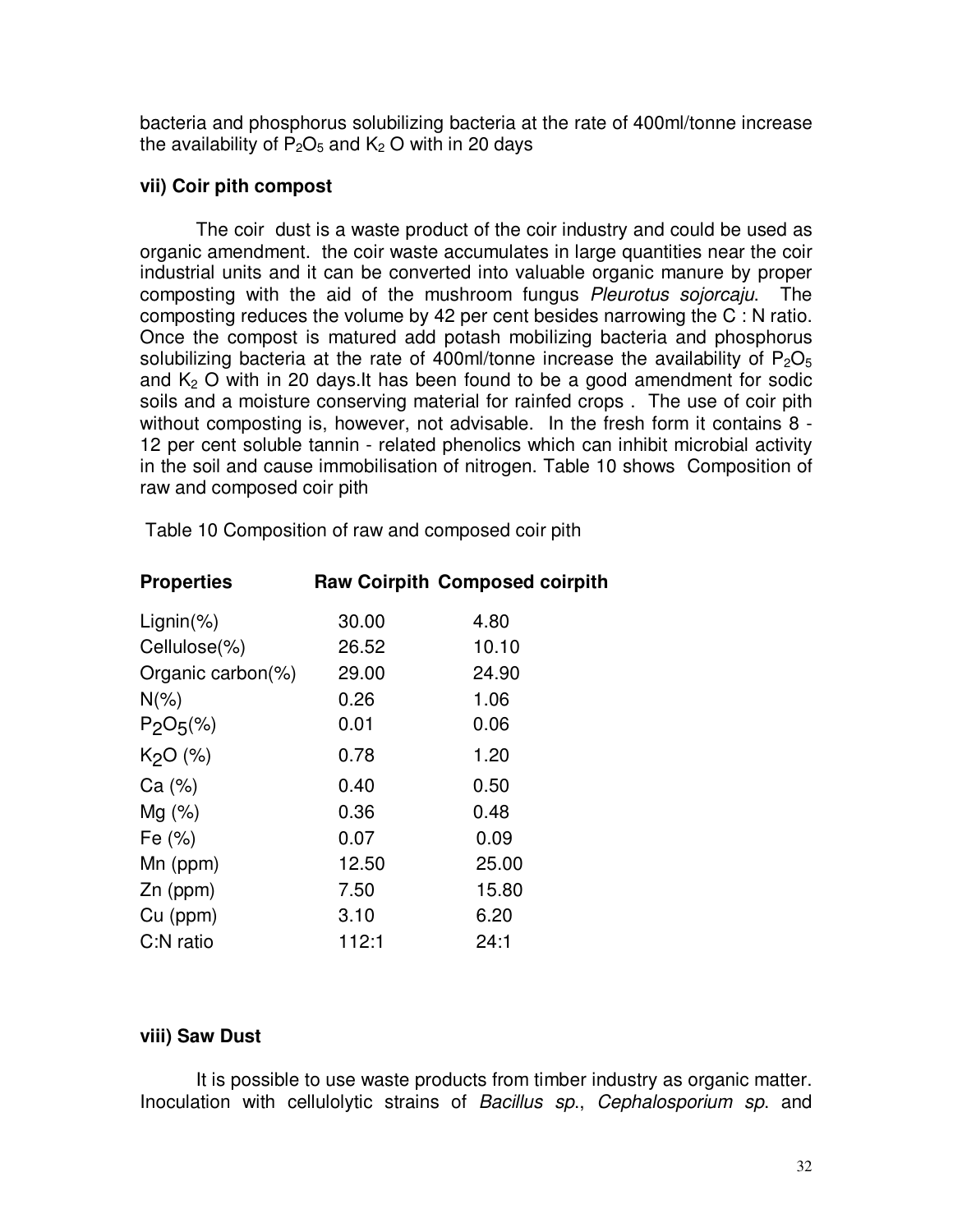bacteria and phosphorus solubilizing bacteria at the rate of 400ml/tonne increase the availability of $P_2O_5$ and $K_2$ O with in 20 days

**vii) Coir pith compost**

The coir dust is a waste product of the coir industry and could be used as organic amendment. the coir waste accumulates in large quantities near the coir industrial units and it can be converted into valuable organic manure by proper composting with the aid of the mushroom fungus *Pleurotus sojorcaju*. The composting reduces the volume by 42 per cent besides narrowing the C : N ratio. Once the compost is matured add potash mobilizing bacteria and phosphorus solubilizing bacteria at the rate of 400ml/tonne increase the availability of $P_2O_5$ and $K_2$ O with in 20 days.It has been found to be a good amendment for sodic soils and a moisture conserving material for rainfed crops . The use of coir pith without composting is, however, not advisable. In the fresh form it contains 8 - 12 per cent soluble tannin - related phenolics which can inhibit microbial activity in the soil and cause immobilisation of nitrogen. Table 10 shows Composition of raw and composed coir pith

Table 10 Composition of raw and composed coir pith

| **Properties** | **Raw Coirpith** | **Composed coirpith** |
|---|---|---|
| Lignin(%) | 30.00 | 4.80 |
| Cellulose(%) | 26.52 | 10.10 |
| Organic carbon(%) | 29.00 | 24.90 |
| N(%) | 0.26 | 1.06 |
| $P_2O_5$(%) | 0.01 | 0.06 |
| $K_2O$ (%) | 0.78 | 1.20 |
| Ca (%) | 0.40 | 0.50 |
| Mg (%) | 0.36 | 0.48 |
| Fe (%) | 0.07 | 0.09 |
| Mn (ppm) | 12.50 | 25.00 |
| Zn (ppm) | 7.50 | 15.80 |
| Cu (ppm) | 3.10 | 6.20 |
| C:N ratio | 112:1 | 24:1 |

**viii) Saw Dust**

It is possible to use waste products from timber industry as organic matter. Inoculation with cellulolytic strains of *Bacillus sp*., *Cephalosporium sp*. and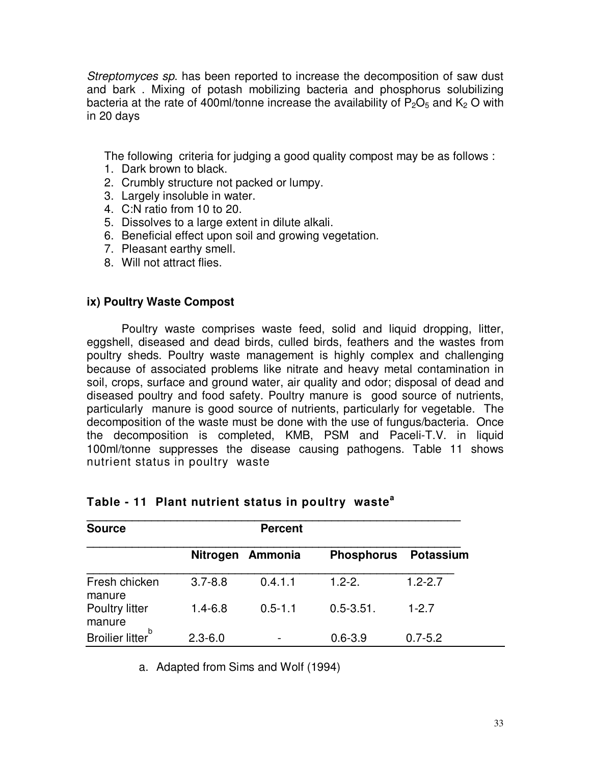*Streptomyces sp*. has been reported to increase the decomposition of saw dust and bark . Mixing of potash mobilizing bacteria and phosphorus solubilizing bacteria at the rate of 400ml/tonne increase the availability of $P_2O_5$ and $K_2$ O with in 20 days

The following criteria for judging a good quality compost may be as follows :

1. Dark brown to black.
2. Crumbly structure not packed or lumpy.
3. Largely insoluble in water.
4. C:N ratio from 10 to 20.
5. Dissolves to a large extent in dilute alkali.
6. Beneficial effect upon soil and growing vegetation.
7. Pleasant earthy smell.
8. Will not attract flies.

### ix) Poultry Waste Compost

Poultry waste comprises waste feed, solid and liquid dropping, litter, eggshell, diseased and dead birds, culled birds, feathers and the wastes from poultry sheds. Poultry waste management is highly complex and challenging because of associated problems like nitrate and heavy metal contamination in soil, crops, surface and ground water, air quality and odor; disposal of dead and diseased poultry and food safety. Poultry manure is good source of nutrients, particularly manure is good source of nutrients, particularly for vegetable. The decomposition of the waste must be done with the use of fungus/bacteria. Once the decomposition is completed, KMB, PSM and Paceli-T.V. in liquid 100ml/tonne suppresses the disease causing pathogens. Table 11 shows nutrient status in poultry waste

**Table - 11 Plant nutrient status in poultry waste[a]**

| Source | Percent | | | |
|---|---|---|---|---|
| | Nitrogen | Ammonia | Phosphorus | Potassium |
| Fresh chicken manure | 3.7-8.8 | 0.4.1.1 | 1.2-2. | 1.2-2.7 |
| Poultry litter manure | 1.4-6.8 | 0.5-1.1 | 0.5-3.51. | 1-2.7 |
| Broilier litter[b] | 2.3-6.0 | - | 0.6-3.9 | 0.7-5.2 |

a. Adapted from Sims and Wolf (1994)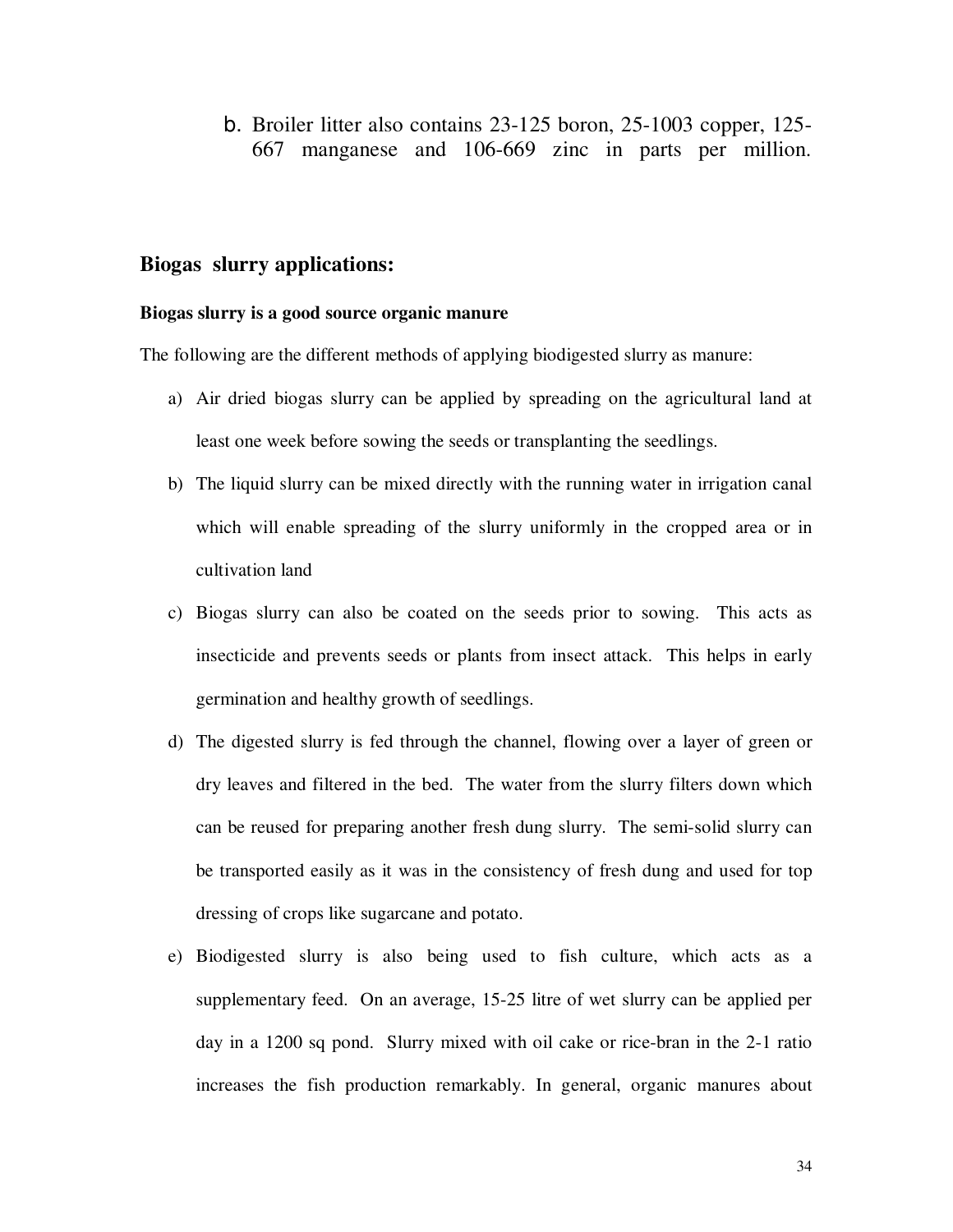b. Broiler litter also contains 23-125 boron, 25-1003 copper, 125-667 manganese and 106-669 zinc in parts per million.

## Biogas slurry applications:

**Biogas slurry is a good source organic manure**

The following are the different methods of applying biodigested slurry as manure:

a) Air dried biogas slurry can be applied by spreading on the agricultural land at least one week before sowing the seeds or transplanting the seedlings.

b) The liquid slurry can be mixed directly with the running water in irrigation canal which will enable spreading of the slurry uniformly in the cropped area or in cultivation land

c) Biogas slurry can also be coated on the seeds prior to sowing. This acts as insecticide and prevents seeds or plants from insect attack. This helps in early germination and healthy growth of seedlings.

d) The digested slurry is fed through the channel, flowing over a layer of green or dry leaves and filtered in the bed. The water from the slurry filters down which can be reused for preparing another fresh dung slurry. The semi-solid slurry can be transported easily as it was in the consistency of fresh dung and used for top dressing of crops like sugarcane and potato.

e) Biodigested slurry is also being used to fish culture, which acts as a supplementary feed. On an average, 15-25 litre of wet slurry can be applied per day in a 1200 sq pond. Slurry mixed with oil cake or rice-bran in the 2-1 ratio increases the fish production remarkably. In general, organic manures about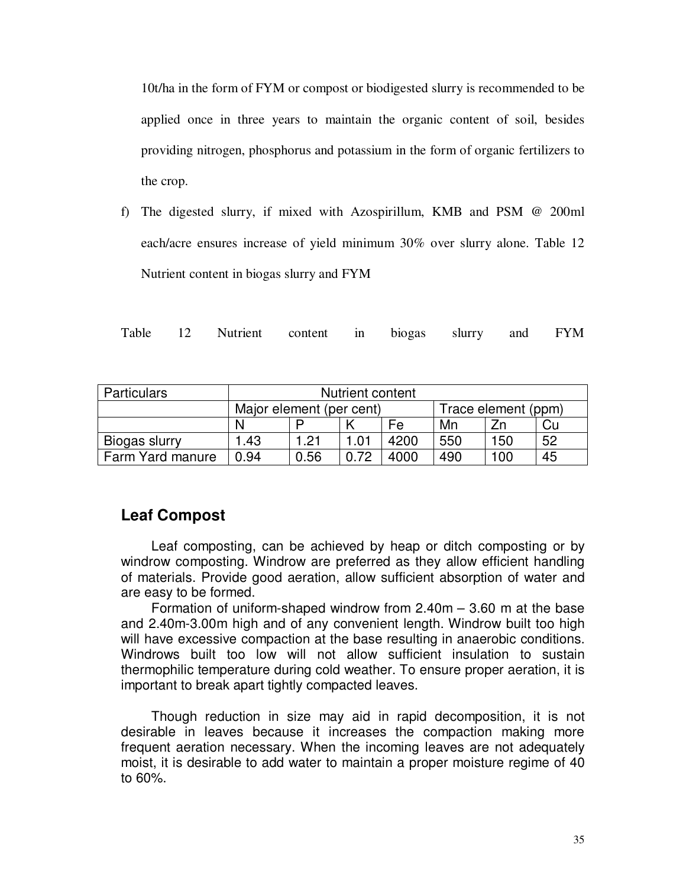10t/ha in the form of FYM or compost or biodigested slurry is recommended to be applied once in three years to maintain the organic content of soil, besides providing nitrogen, phosphorus and potassium in the form of organic fertilizers to the crop.

f) The digested slurry, if mixed with Azospirillum, KMB and PSM @ 200ml each/acre ensures increase of yield minimum 30% over slurry alone. Table 12 Nutrient content in biogas slurry and FYM

Table 12 Nutrient content in biogas slurry and FYM

| Particulars | Nutrient content | | | | | | |
|---|---|---|---|---|---|---|---|
| | Major element (per cent) | | | | Trace element (ppm) | | |
| | N | P | K | Fe | Mn | Zn | Cu |
| Biogas slurry | 1.43 | 1.21 | 1.01 | 4200 | 550 | 150 | 52 |
| Farm Yard manure | 0.94 | 0.56 | 0.72 | 4000 | 490 | 100 | 45 |

## Leaf Compost

Leaf composting, can be achieved by heap or ditch composting or by windrow composting. Windrow are preferred as they allow efficient handling of materials. Provide good aeration, allow sufficient absorption of water and are easy to be formed.

Formation of uniform-shaped windrow from 2.40m – 3.60 m at the base and 2.40m-3.00m high and of any convenient length. Windrow built too high will have excessive compaction at the base resulting in anaerobic conditions. Windrows built too low will not allow sufficient insulation to sustain thermophilic temperature during cold weather. To ensure proper aeration, it is important to break apart tightly compacted leaves.

Though reduction in size may aid in rapid decomposition, it is not desirable in leaves because it increases the compaction making more frequent aeration necessary. When the incoming leaves are not adequately moist, it is desirable to add water to maintain a proper moisture regime of 40 to 60%.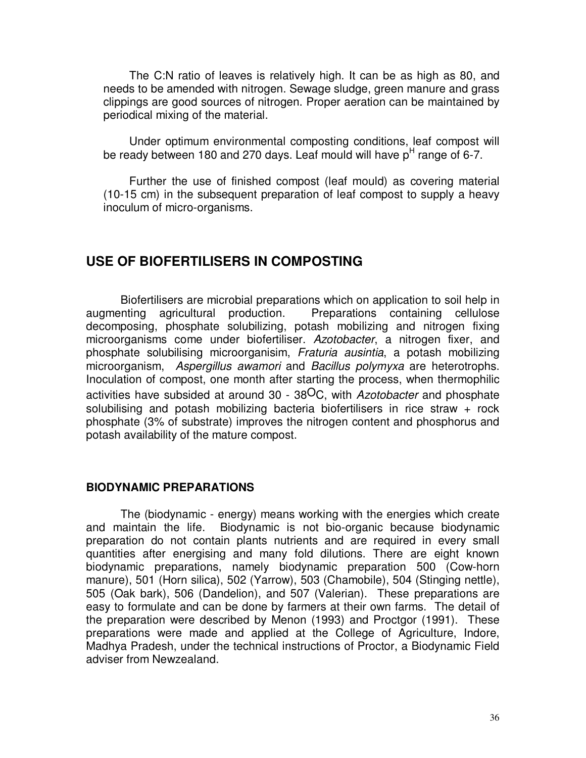The C:N ratio of leaves is relatively high. It can be as high as 80, and needs to be amended with nitrogen. Sewage sludge, green manure and grass clippings are good sources of nitrogen. Proper aeration can be maintained by periodical mixing of the material.

Under optimum environmental composting conditions, leaf compost will be ready between 180 and 270 days. Leaf mould will have $p^H$ range of 6-7.

Further the use of finished compost (leaf mould) as covering material (10-15 cm) in the subsequent preparation of leaf compost to supply a heavy inoculum of micro-organisms.

## USE OF BIOFERTILISERS IN COMPOSTING

Biofertilisers are microbial preparations which on application to soil help in augmenting agricultural production. Preparations containing cellulose decomposing, phosphate solubilizing, potash mobilizing and nitrogen fixing microorganisms come under biofertiliser. *Azotobacter*, a nitrogen fixer, and phosphate solubilising microorganisim, *Fraturia ausintia*, a potash mobilizing microorganism, *Aspergillus awamori* and *Bacillus polymyxa* are heterotrophs. Inoculation of compost, one month after starting the process, when thermophilic activities have subsided at around 30 - 38$^{O}$C, with *Azotobacter* and phosphate solubilising and potash mobilizing bacteria biofertilisers in rice straw + rock phosphate (3% of substrate) improves the nitrogen content and phosphorus and potash availability of the mature compost.

### BIODYNAMIC PREPARATIONS

The (biodynamic - energy) means working with the energies which create and maintain the life. Biodynamic is not bio-organic because biodynamic preparation do not contain plants nutrients and are required in every small quantities after energising and many fold dilutions. There are eight known biodynamic preparations, namely biodynamic preparation 500 (Cow-horn manure), 501 (Horn silica), 502 (Yarrow), 503 (Chamobile), 504 (Stinging nettle), 505 (Oak bark), 506 (Dandelion), and 507 (Valerian). These preparations are easy to formulate and can be done by farmers at their own farms. The detail of the preparation were described by Menon (1993) and Proctgor (1991). These preparations were made and applied at the College of Agriculture, Indore, Madhya Pradesh, under the technical instructions of Proctor, a Biodynamic Field adviser from Newzealand.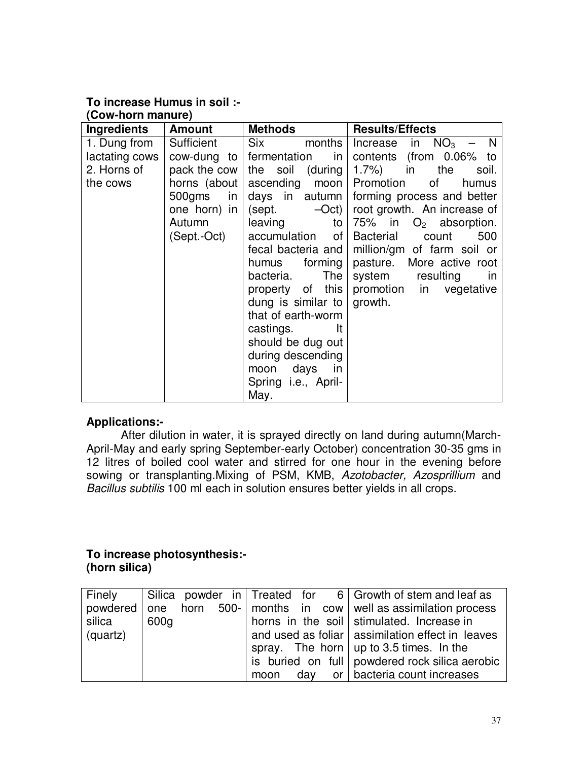**To increase Humus in soil :-**
**(Cow-horn manure)**

| Ingredients | Amount | Methods | Results/Effects |
|---|---|---|---|
| 1. Dung from lactating cows 2. Horns of the cows | Sufficient cow-dung to pack the cow horns (about 500gms in one horn) in Autumn (Sept.-Oct) | Six months fermentation in the soil (during ascending moon days in autumn (sept. –Oct) leaving to accumulation of fecal bacteria and humus forming bacteria. The property of this dung is similar to that of earth-worm castings. It should be dug out during descending moon days in Spring i.e., April-May. | Increase in $NO_3$ – N contents (from 0.06% to 1.7%) in the soil. Promotion of humus forming process and better root growth. An increase of 75% in $O_2$ absorption. Bacterial count 500 million/gm of farm soil or pasture. More active root system resulting in promotion in vegetative growth. |

**Applications:-**

After dilution in water, it is sprayed directly on land during autumn(March-April-May and early spring September-early October) concentration 30-35 gms in 12 litres of boiled cool water and stirred for one hour in the evening before sowing or transplanting.Mixing of PSM, KMB, *Azotobacter, Azosprillium* and *Bacillus subtilis* 100 ml each in solution ensures better yields in all crops.

**To increase photosynthesis:-**
**(horn silica)**

| | | | |
|---|---|---|---|
| Finely powdered silica (quartz) | Silica powder in one horn 500-600g | Treated for 6 months in cow horns in the soil and used as foliar spray. The horn is buried on full moon day or | Growth of stem and leaf as well as assimilation process stimulated. Increase in assimilation effect in leaves up to 3.5 times. In the powdered rock silica aerobic bacteria count increases |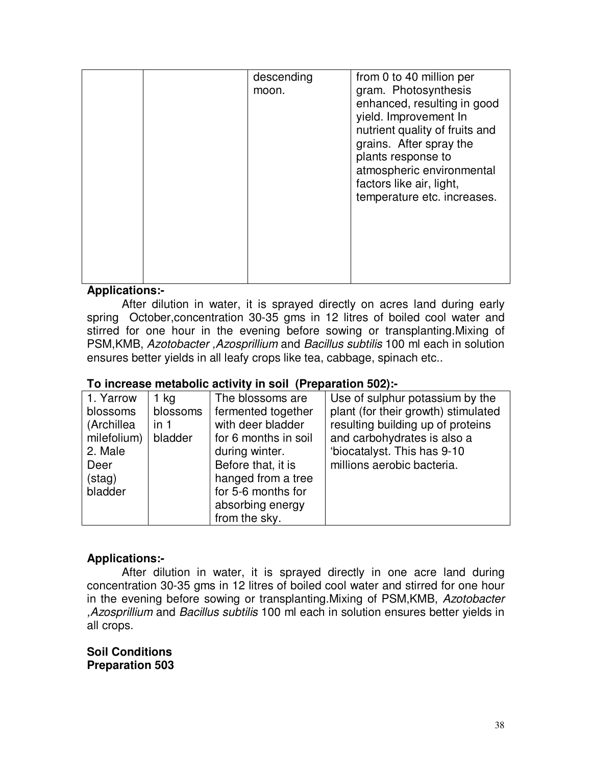|  |  | descending moon. | from 0 to 40 million per gram. Photosynthesis enhanced, resulting in good yield. Improvement In nutrient quality of fruits and grains. After spray the plants response to atmospheric environmental factors like air, light, temperature etc. increases. |
|---|---|---|---|

**Applications:-**

After dilution in water, it is sprayed directly on acres land during early spring October,concentration 30-35 gms in 12 litres of boiled cool water and stirred for one hour in the evening before sowing or transplanting.Mixing of PSM,KMB, *Azotobacter ,Azosprillium* and *Bacillus subtilis* 100 ml each in solution ensures better yields in all leafy crops like tea, cabbage, spinach etc..

**To increase metabolic activity in soil (Preparation 502):-**

| 1. Yarrow blossoms (Archillea milefolium) 2. Male Deer (stag) bladder | 1 kg blossoms in 1 bladder | The blossoms are fermented together with deer bladder for 6 months in soil during winter. Before that, it is hanged from a tree for 5-6 months for absorbing energy from the sky. | Use of sulphur potassium by the plant (for their growth) stimulated resulting building up of proteins and carbohydrates is also a 'biocatalyst. This has 9-10 millions aerobic bacteria. |
|---|---|---|---|

**Applications:-**

After dilution in water, it is sprayed directly in one acre land during concentration 30-35 gms in 12 litres of boiled cool water and stirred for one hour in the evening before sowing or transplanting.Mixing of PSM,KMB, *Azotobacter ,Azosprillium* and *Bacillus subtilis* 100 ml each in solution ensures better yields in all crops.

**Soil Conditions**
**Preparation 503**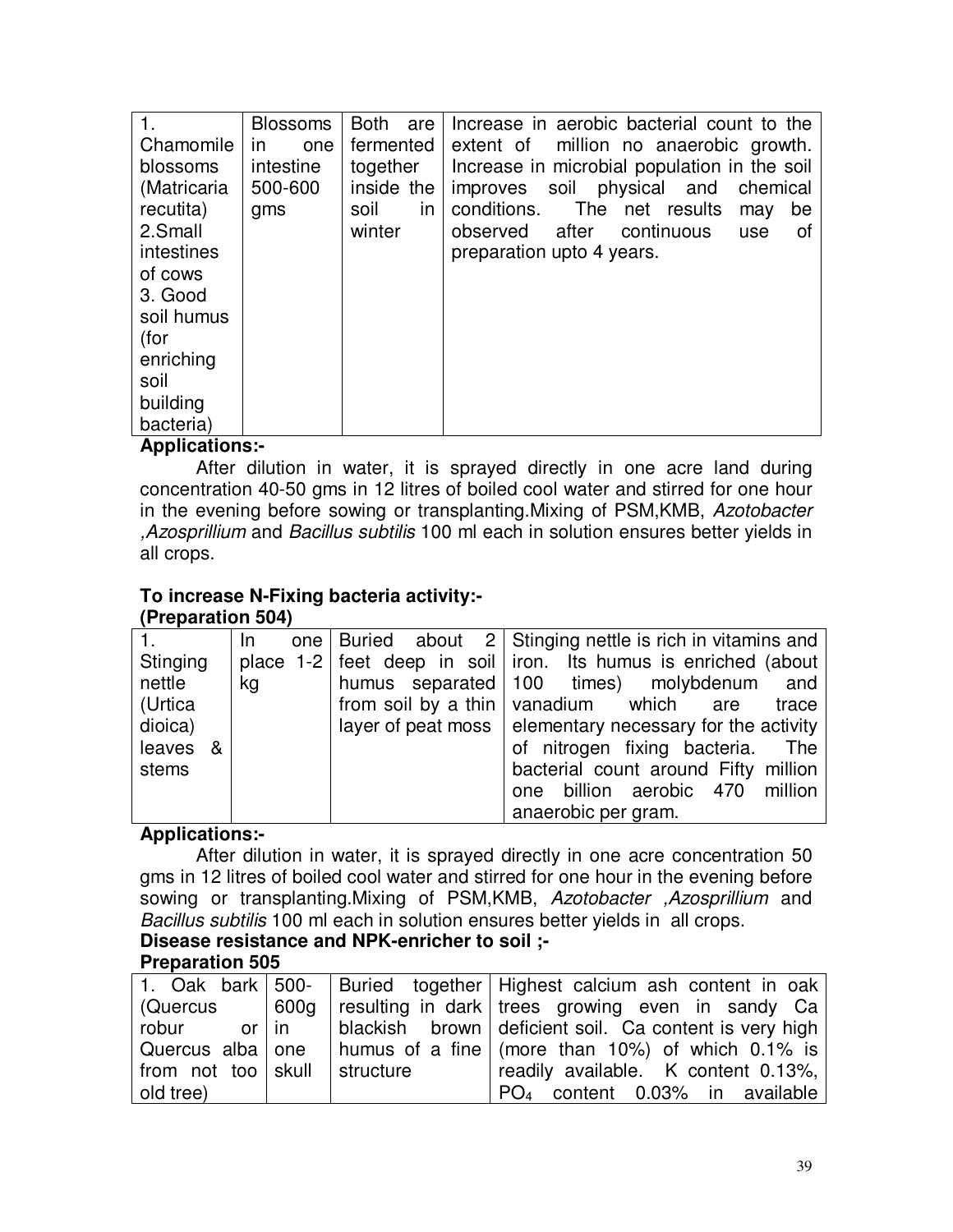| 1. Chamomile blossoms (Matricaria recutita) 2.Small intestines of cows 3. Good soil humus (for enriching soil building bacteria) | Blossoms in one intestine 500-600 gms | Both are fermented together inside the soil in winter | Increase in aerobic bacterial count to the extent of million no anaerobic growth. Increase in microbial population in the soil improves soil physical and chemical conditions. The net results may be observed after continuous use of preparation upto 4 years. |
|---|---|---|---|

**Applications:-**

After dilution in water, it is sprayed directly in one acre land during concentration 40-50 gms in 12 litres of boiled cool water and stirred for one hour in the evening before sowing or transplanting.Mixing of PSM,KMB, *Azotobacter ,Azosprillium* and *Bacillus subtilis* 100 ml each in solution ensures better yields in all crops.

**To increase N-Fixing bacteria activity:-**
**(Preparation 504)**

| 1. Stinging nettle (Urtica dioica) leaves & stems | In one place 1-2 kg | Buried about 2 feet deep in soil humus separated from soil by a thin layer of peat moss | Stinging nettle is rich in vitamins and iron. Its humus is enriched (about 100 times) molybdenum and vanadium which are trace elementary necessary for the activity of nitrogen fixing bacteria. The bacterial count around Fifty million one billion aerobic 470 million anaerobic per gram. |
|---|---|---|---|

**Applications:-**

After dilution in water, it is sprayed directly in one acre concentration 50 gms in 12 litres of boiled cool water and stirred for one hour in the evening before sowing or transplanting.Mixing of PSM,KMB, *Azotobacter ,Azosprillium* and *Bacillus subtilis* 100 ml each in solution ensures better yields in all crops.

**Disease resistance and NPK-enricher to soil ;-**
**Preparation 505**

| 1. Oak bark (Quercus robur or Quercus alba from not too old tree) | 500-600g in one skull | Buried together resulting in dark blackish brown humus of a fine structure | Highest calcium ash content in oak trees growing even in sandy Ca deficient soil. Ca content is very high (more than 10%) of which 0.1% is readily available. K content 0.13%, $PO_4$ content 0.03% in available |
|---|---|---|---|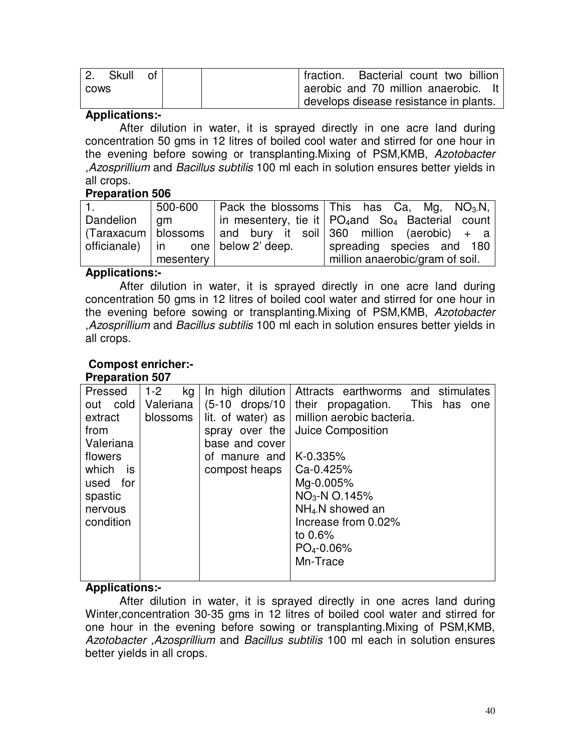| 2. Skull of cows | | | fraction. Bacterial count two billion aerobic and 70 million anaerobic. It develops disease resistance in plants. |
|---|---|---|---|

**Applications:-**

After dilution in water, it is sprayed directly in one acre land during concentration 50 gms in 12 litres of boiled cool water and stirred for one hour in the evening before sowing or transplanting.Mixing of PSM,KMB, *Azotobacter* ,*Azosprillium* and *Bacillus subtilis* 100 ml each in solution ensures better yields in all crops.

**Preparation 506**

| 1. Dandelion (Taraxacum officianale) | 500-600 gm blossoms in one mesentery | Pack the blossoms in mesentery, tie it and bury it soil below 2' deep. | This has Ca, Mg, $NO_3$-N, $PO_4$ and $So_4$ Bacterial count 360 million (aerobic) + a spreading species and 180 million anaerobic/gram of soil. |
|---|---|---|---|

**Applications:-**

After dilution in water, it is sprayed directly in one acre land during concentration 50 gms in 12 litres of boiled cool water and stirred for one hour in the evening before sowing or transplanting.Mixing of PSM,KMB, *Azotobacter* ,*Azosprillium* and *Bacillus subtilis* 100 ml each in solution ensures better yields in all crops.

**Compost enricher:-**

**Preparation 507**

| Pressed out cold extract from Valeriana flowers which is used for spastic nervous condition | 1-2 kg Valeriana blossoms | In high dilution (5-10 drops/10 lit. of water) as spray over the base and cover of manure and compost heaps | Attracts earthworms and stimulates their propagation. This has one million aerobic bacteria. Juice Composition<br><br>K-0.335%<br>Ca-0.425%<br>Mg-0.005%<br>$NO_3$-N O.145%<br>$NH_4$-N showed an Increase from 0.02% to 0.6%<br>$PO_4$-0.06%<br>Mn-Trace |
|---|---|---|---|

**Applications:-**

After dilution in water, it is sprayed directly in one acres land during Winter,concentration 30-35 gms in 12 litres of boiled cool water and stirred for one hour in the evening before sowing or transplanting.Mixing of PSM,KMB, *Azotobacter* ,*Azosprillium* and *Bacillus subtilis* 100 ml each in solution ensures better yields in all crops.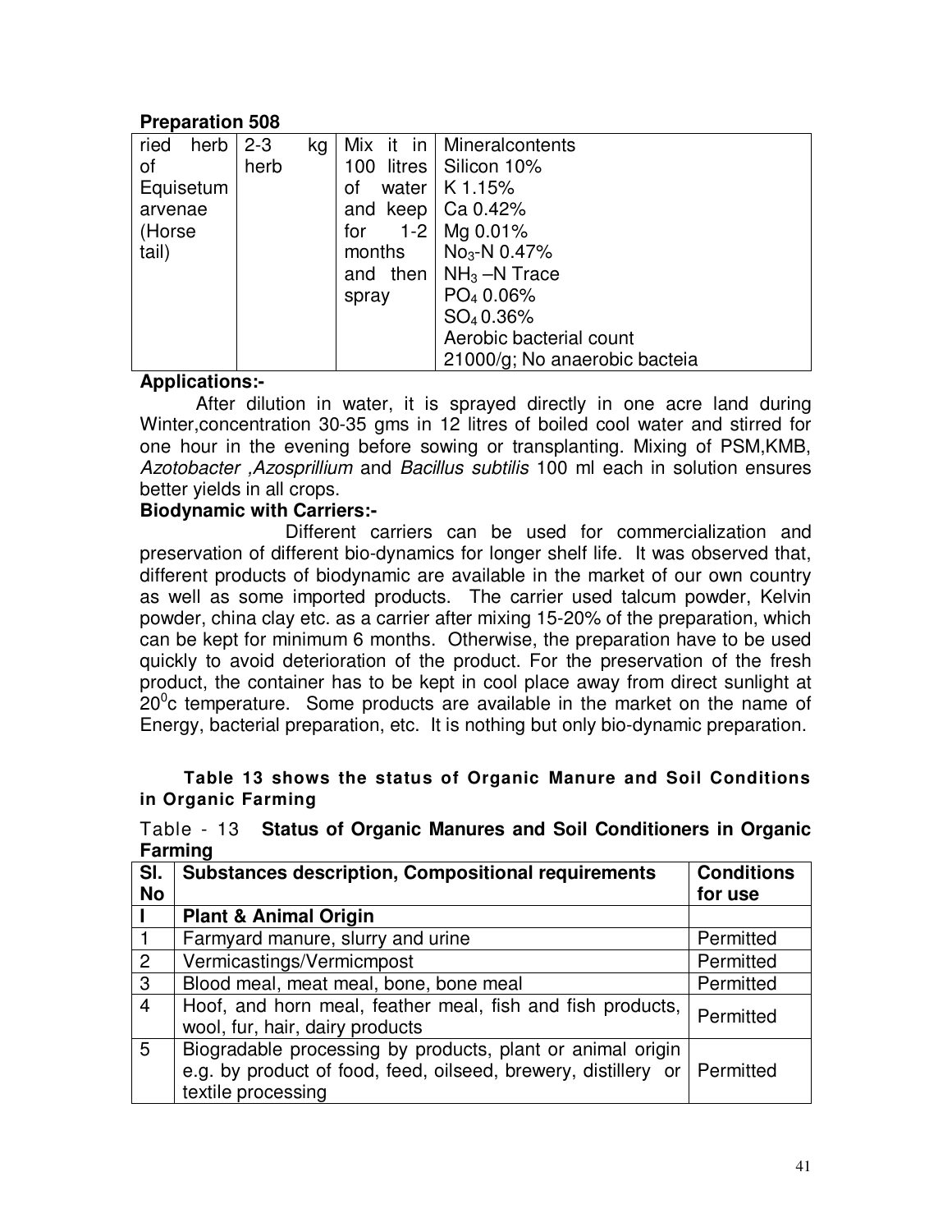**Preparation 508**

| ried herb of Equisetum arvenae (Horse tail) | 2-3 kg herb | Mix it in 100 litres of water and keep for 1-2 months and then spray | Mineralcontents<br>Silicon 10%<br>K 1.15%<br>Ca 0.42%<br>Mg 0.01%<br>$No_3$-N 0.47%<br>$NH_3$ –N Trace<br>$PO_4$ 0.06%<br>$SO_4$ 0.36%<br>Aerobic bacterial count 21000/g; No anaerobic bacteia |
|---|---|---|---|

**Applications:-**

After dilution in water, it is sprayed directly in one acre land during Winter,concentration 30-35 gms in 12 litres of boiled cool water and stirred for one hour in the evening before sowing or transplanting. Mixing of PSM,KMB, *Azotobacter ,Azosprillium* and *Bacillus subtilis* 100 ml each in solution ensures better yields in all crops.

**Biodynamic with Carriers:-**

Different carriers can be used for commercialization and preservation of different bio-dynamics for longer shelf life. It was observed that, different products of biodynamic are available in the market of our own country as well as some imported products. The carrier used talcum powder, Kelvin powder, china clay etc. as a carrier after mixing 15-20% of the preparation, which can be kept for minimum 6 months. Otherwise, the preparation have to be used quickly to avoid deterioration of the product. For the preservation of the fresh product, the container has to be kept in cool place away from direct sunlight at $20^0$c temperature. Some products are available in the market on the name of Energy, bacterial preparation, etc. It is nothing but only bio-dynamic preparation.

**Table 13 shows the status of Organic Manure and Soil Conditions in Organic Farming**

Table - 13 **Status of Organic Manures and Soil Conditioners in Organic Farming**

| Sl. No | Substances description, Compositional requirements | Conditions for use |
|---|---|---|
| **I** | **Plant & Animal Origin** | |
| 1 | Farmyard manure, slurry and urine | Permitted |
| 2 | Vermicastings/Vermicmpost | Permitted |
| 3 | Blood meal, meat meal, bone, bone meal | Permitted |
| 4 | Hoof, and horn meal, feather meal, fish and fish products, wool, fur, hair, dairy products | Permitted |
| 5 | Biogradable processing by products, plant or animal origin e.g. by product of food, feed, oilseed, brewery, distillery or textile processing | Permitted |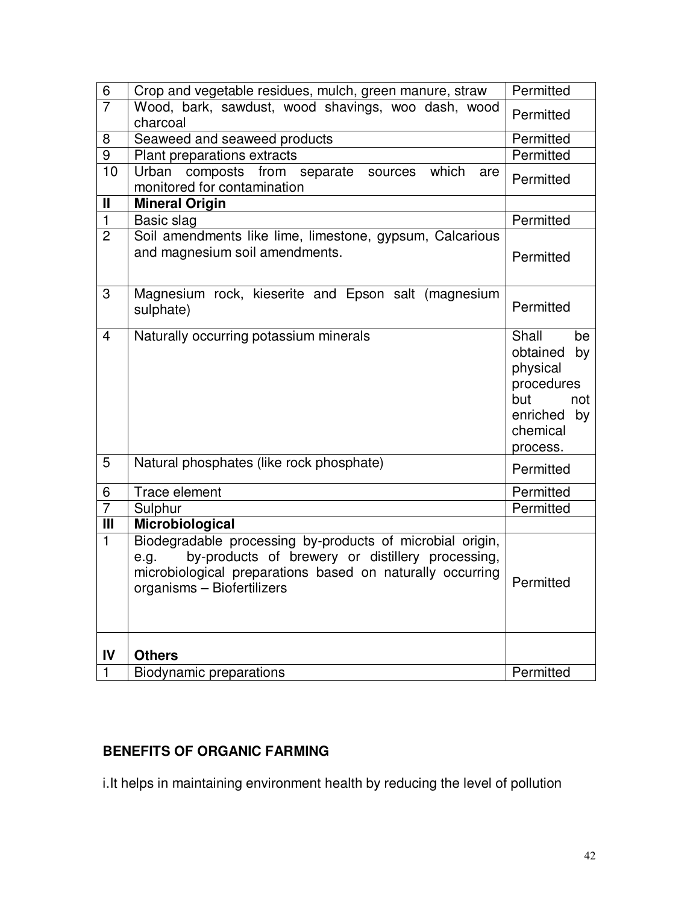| | | |
|---|---|---|
| 6 | Crop and vegetable residues, mulch, green manure, straw | Permitted |
| 7 | Wood, bark, sawdust, wood shavings, woo dash, wood charcoal | Permitted |
| 8 | Seaweed and seaweed products | Permitted |
| 9 | Plant preparations extracts | Permitted |
| 10 | Urban composts from separate sources which are monitored for contamination | Permitted |
| **II** | **Mineral Origin** | |
| 1 | Basic slag | Permitted |
| 2 | Soil amendments like lime, limestone, gypsum, Calcarious and magnesium soil amendments. | Permitted |
| 3 | Magnesium rock, kieserite and Epson salt (magnesium sulphate) | Permitted |
| 4 | Naturally occurring potassium minerals | Shall be obtained by physical procedures but not enriched by chemical process. |
| 5 | Natural phosphates (like rock phosphate) | Permitted |
| 6 | Trace element | Permitted |
| 7 | Sulphur | Permitted |
| **III** | **Microbiological** | |
| 1 | Biodegradable processing by-products of microbial origin, e.g. by-products of brewery or distillery processing, microbiological preparations based on naturally occurring organisms – Biofertilizers | Permitted |
| **IV** | **Others** | |
| 1 | Biodynamic preparations | Permitted |

## BENEFITS OF ORGANIC FARMING

i.It helps in maintaining environment health by reducing the level of pollution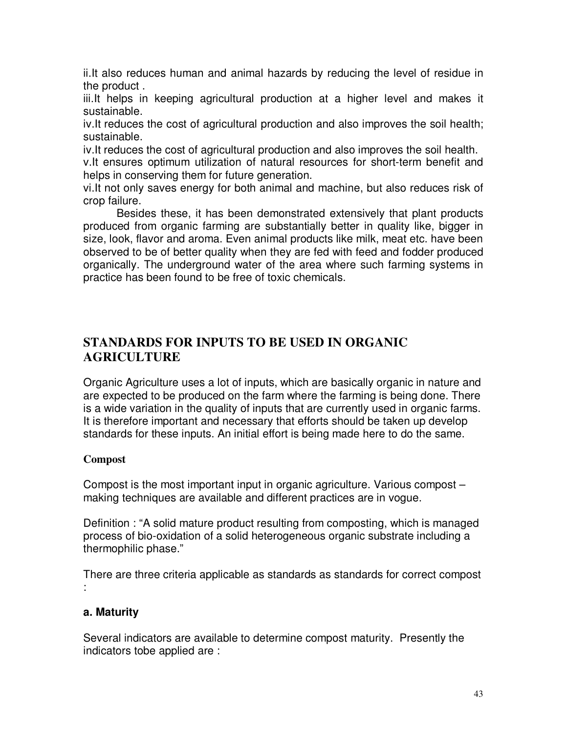ii.It also reduces human and animal hazards by reducing the level of residue in the product .

iii.It helps in keeping agricultural production at a higher level and makes it sustainable.

iv.It reduces the cost of agricultural production and also improves the soil health; sustainable.

iv.It reduces the cost of agricultural production and also improves the soil health.

v.It ensures optimum utilization of natural resources for short-term benefit and helps in conserving them for future generation.

vi.It not only saves energy for both animal and machine, but also reduces risk of crop failure.

Besides these, it has been demonstrated extensively that plant products produced from organic farming are substantially better in quality like, bigger in size, look, flavor and aroma. Even animal products like milk, meat etc. have been observed to be of better quality when they are fed with feed and fodder produced organically. The underground water of the area where such farming systems in practice has been found to be free of toxic chemicals.

## STANDARDS FOR INPUTS TO BE USED IN ORGANIC AGRICULTURE

Organic Agriculture uses a lot of inputs, which are basically organic in nature and are expected to be produced on the farm where the farming is being done. There is a wide variation in the quality of inputs that are currently used in organic farms. It is therefore important and necessary that efforts should be taken up develop standards for these inputs. An initial effort is being made here to do the same.

**Compost**

Compost is the most important input in organic agriculture. Various compost – making techniques are available and different practices are in vogue.

Definition : "A solid mature product resulting from composting, which is managed process of bio-oxidation of a solid heterogeneous organic substrate including a thermophilic phase."

There are three criteria applicable as standards as standards for correct compost :

**a. Maturity**

Several indicators are available to determine compost maturity. Presently the indicators tobe applied are :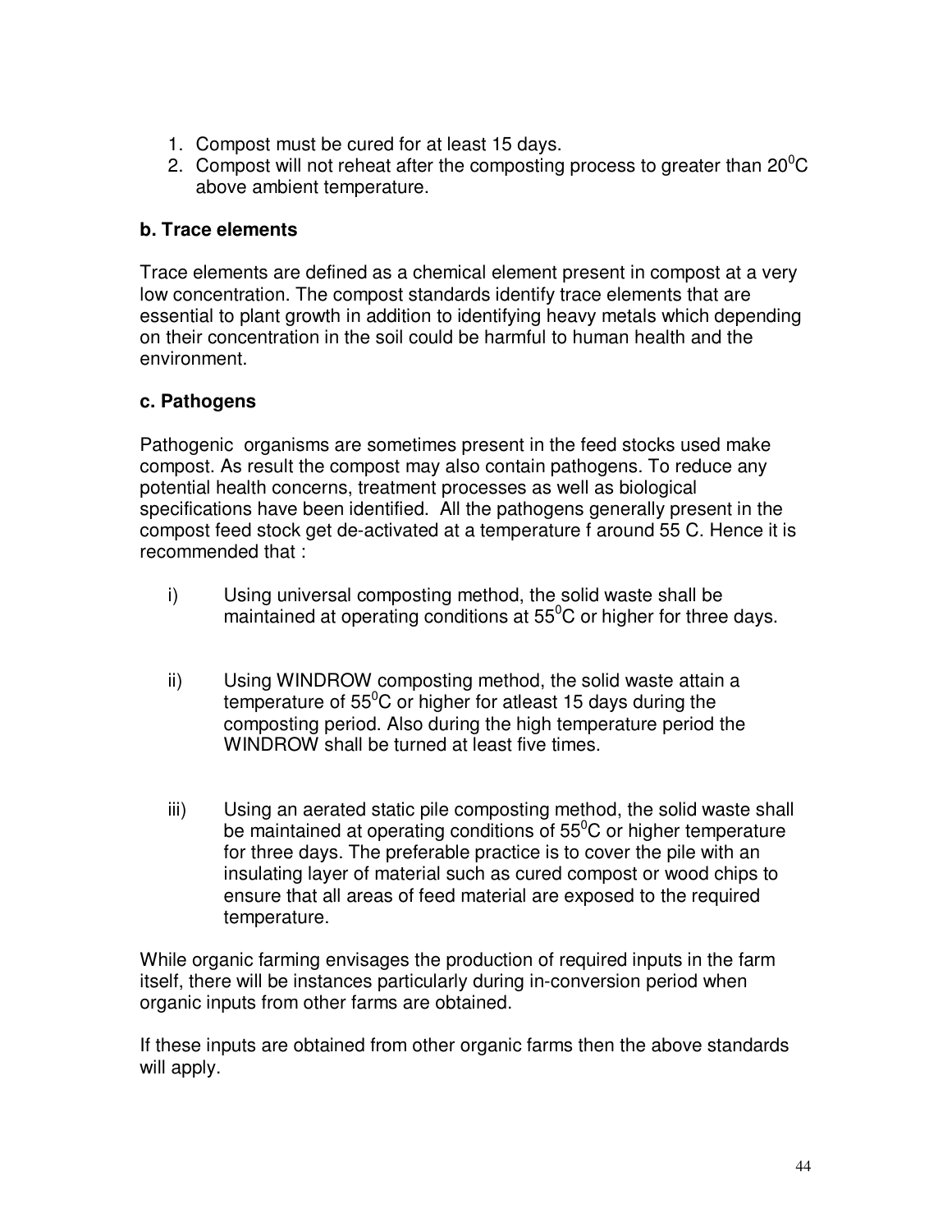1. Compost must be cured for at least 15 days.
2. Compost will not reheat after the composting process to greater than $20^0$C above ambient temperature.

**b. Trace elements**

Trace elements are defined as a chemical element present in compost at a very low concentration. The compost standards identify trace elements that are essential to plant growth in addition to identifying heavy metals which depending on their concentration in the soil could be harmful to human health and the environment.

**c. Pathogens**

Pathogenic organisms are sometimes present in the feed stocks used make compost. As result the compost may also contain pathogens. To reduce any potential health concerns, treatment processes as well as biological specifications have been identified. All the pathogens generally present in the compost feed stock get de-activated at a temperature f around 55 C. Hence it is recommended that :

i) Using universal composting method, the solid waste shall be maintained at operating conditions at $55^0$C or higher for three days.

ii) Using WINDROW composting method, the solid waste attain a temperature of $55^0$C or higher for atleast 15 days during the composting period. Also during the high temperature period the WINDROW shall be turned at least five times.

iii) Using an aerated static pile composting method, the solid waste shall be maintained at operating conditions of $55^0$C or higher temperature for three days. The preferable practice is to cover the pile with an insulating layer of material such as cured compost or wood chips to ensure that all areas of feed material are exposed to the required temperature.

While organic farming envisages the production of required inputs in the farm itself, there will be instances particularly during in-conversion period when organic inputs from other farms are obtained.

If these inputs are obtained from other organic farms then the above standards will apply.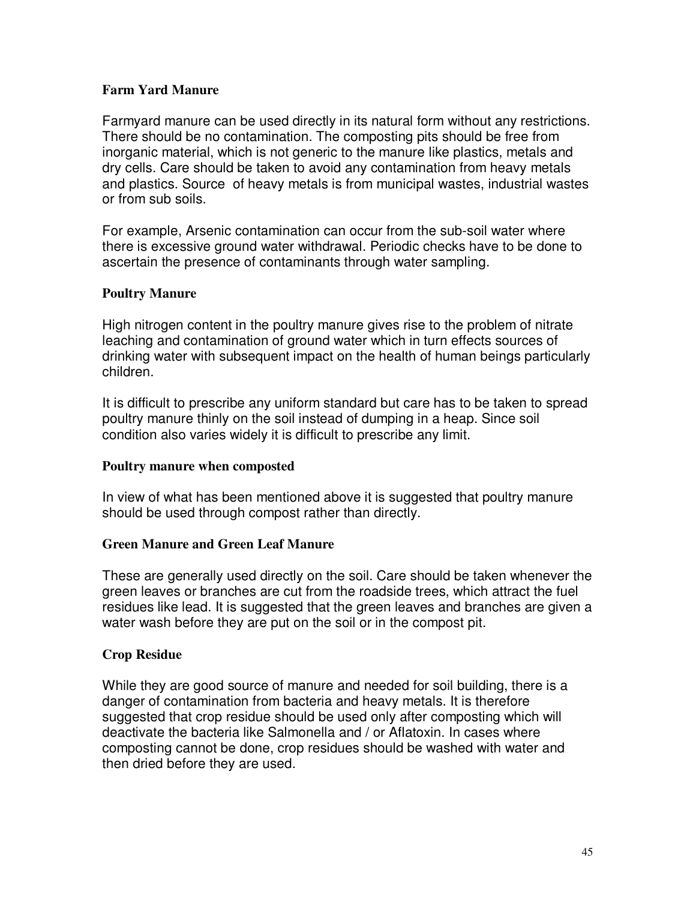**Farm Yard Manure**

Farmyard manure can be used directly in its natural form without any restrictions. There should be no contamination. The composting pits should be free from inorganic material, which is not generic to the manure like plastics, metals and dry cells. Care should be taken to avoid any contamination from heavy metals and plastics. Source of heavy metals is from municipal wastes, industrial wastes or from sub soils.

For example, Arsenic contamination can occur from the sub-soil water where there is excessive ground water withdrawal. Periodic checks have to be done to ascertain the presence of contaminants through water sampling.

**Poultry Manure**

High nitrogen content in the poultry manure gives rise to the problem of nitrate leaching and contamination of ground water which in turn effects sources of drinking water with subsequent impact on the health of human beings particularly children.

It is difficult to prescribe any uniform standard but care has to be taken to spread poultry manure thinly on the soil instead of dumping in a heap. Since soil condition also varies widely it is difficult to prescribe any limit.

**Poultry manure when composted**

In view of what has been mentioned above it is suggested that poultry manure should be used through compost rather than directly.

**Green Manure and Green Leaf Manure**

These are generally used directly on the soil. Care should be taken whenever the green leaves or branches are cut from the roadside trees, which attract the fuel residues like lead. It is suggested that the green leaves and branches are given a water wash before they are put on the soil or in the compost pit.

**Crop Residue**

While they are good source of manure and needed for soil building, there is a danger of contamination from bacteria and heavy metals. It is therefore suggested that crop residue should be used only after composting which will deactivate the bacteria like Salmonella and / or Aflatoxin. In cases where composting cannot be done, crop residues should be washed with water and then dried before they are used.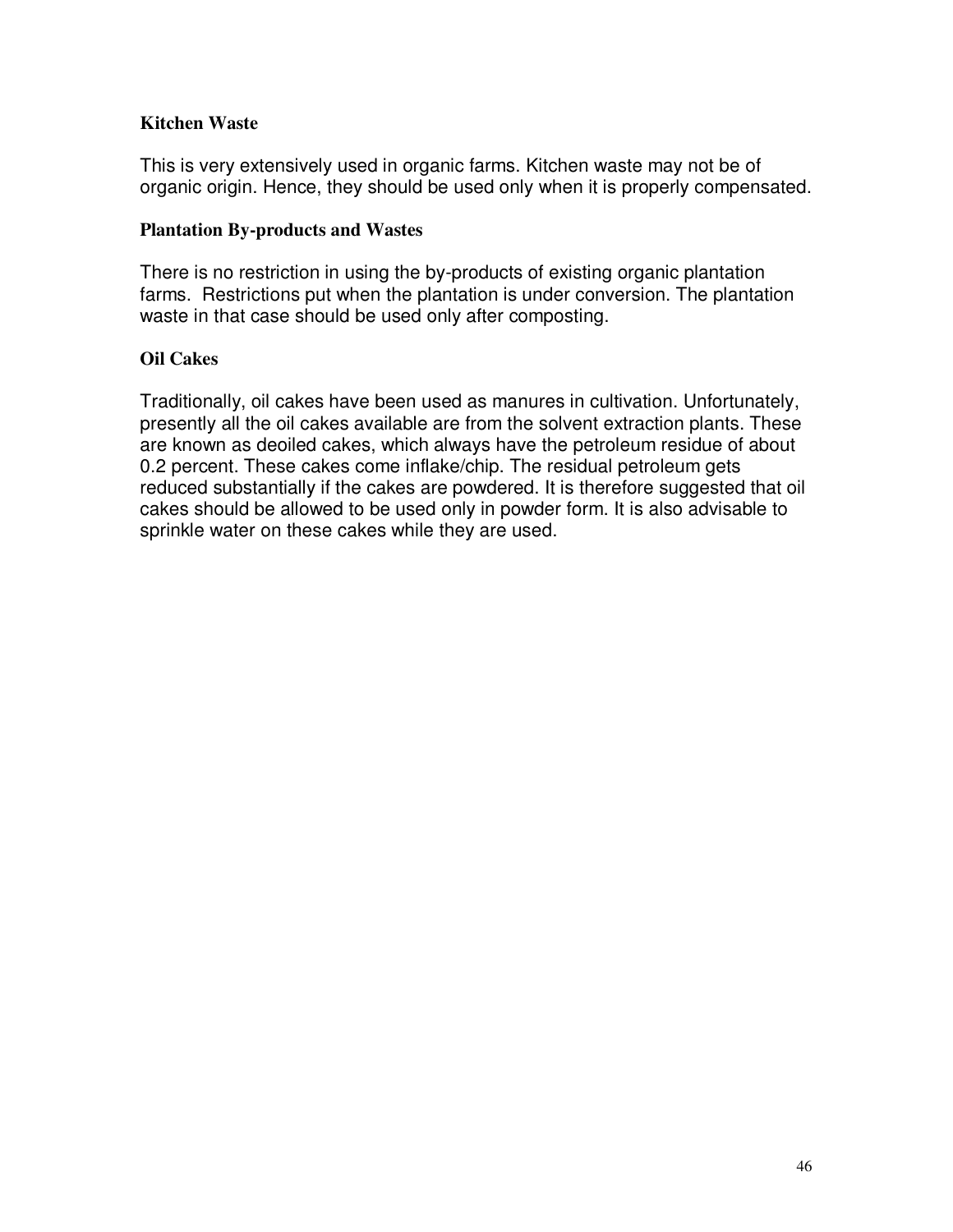### Kitchen Waste

This is very extensively used in organic farms. Kitchen waste may not be of organic origin. Hence, they should be used only when it is properly compensated.

### Plantation By-products and Wastes

There is no restriction in using the by-products of existing organic plantation farms.  Restrictions put when the plantation is under conversion. The plantation waste in that case should be used only after composting.

### Oil Cakes

Traditionally, oil cakes have been used as manures in cultivation. Unfortunately, presently all the oil cakes available are from the solvent extraction plants. These are known as deoiled cakes, which always have the petroleum residue of about 0.2 percent. These cakes come inflake/chip. The residual petroleum gets reduced substantially if the cakes are powdered. It is therefore suggested that oil cakes should be allowed to be used only in powder form. It is also advisable to sprinkle water on these cakes while they are used.